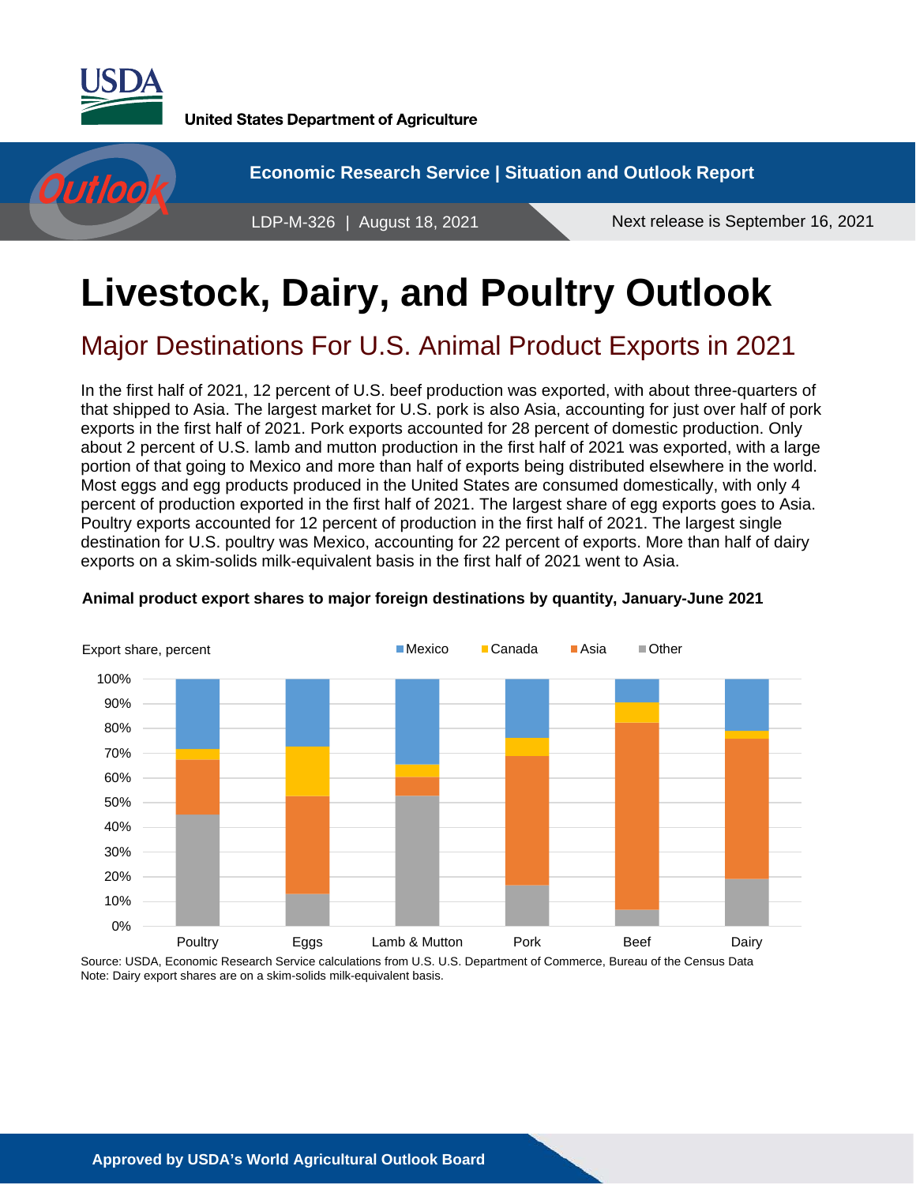United States Department of Agriculture

Economic Research Service | Situation and Outlook Report

LDP-M-326 | August 18, 2021

Next release is September 16, 2021

# Livestock, Dairy, and Poultry Outlook

## Major Destinations For U.S. Animal Product Exports in 2021

In the first half of 2021, 12 percent of U.S. beef production was exported, with about three-quarters of that shipped to Asia. The largest market for U.S. pork is also Asia, accounting for just over half of pork exports in the first half of 2021. Pork exports accounted for 28 percent of domestic production. Only about 2 percent of U.S. lamb and mutton production in the first half of 2021 was exported, with a large portion of that going to Mexico and more than half of exports being distributed elsewhere in the world. Most eggs and egg products produced in the United States are consumed domestically, with only 4 percent of production exported in the first half of 2021. The largest share of egg exports goes to Asia. Poultry exports accounted for 12 percent of production in the first half of 2021. The largest single destination for U.S. poultry was Mexico, accounting for 22 percent of exports. More than half of dairy exports on a skim-solids milk-equivalent basis in the first half of 2021 went to Asia.

**Animal product export shares to major foreign destinations by quantity, January-June 2021**

Source: USDA, Economic Research Service calculations from U.S. U.S. Department of Commerce, Bureau of the Census Data
Note: Dairy export shares are on a skim-solids milk-equivalent basis.

Approved by USDA's World Agricultural Outlook Board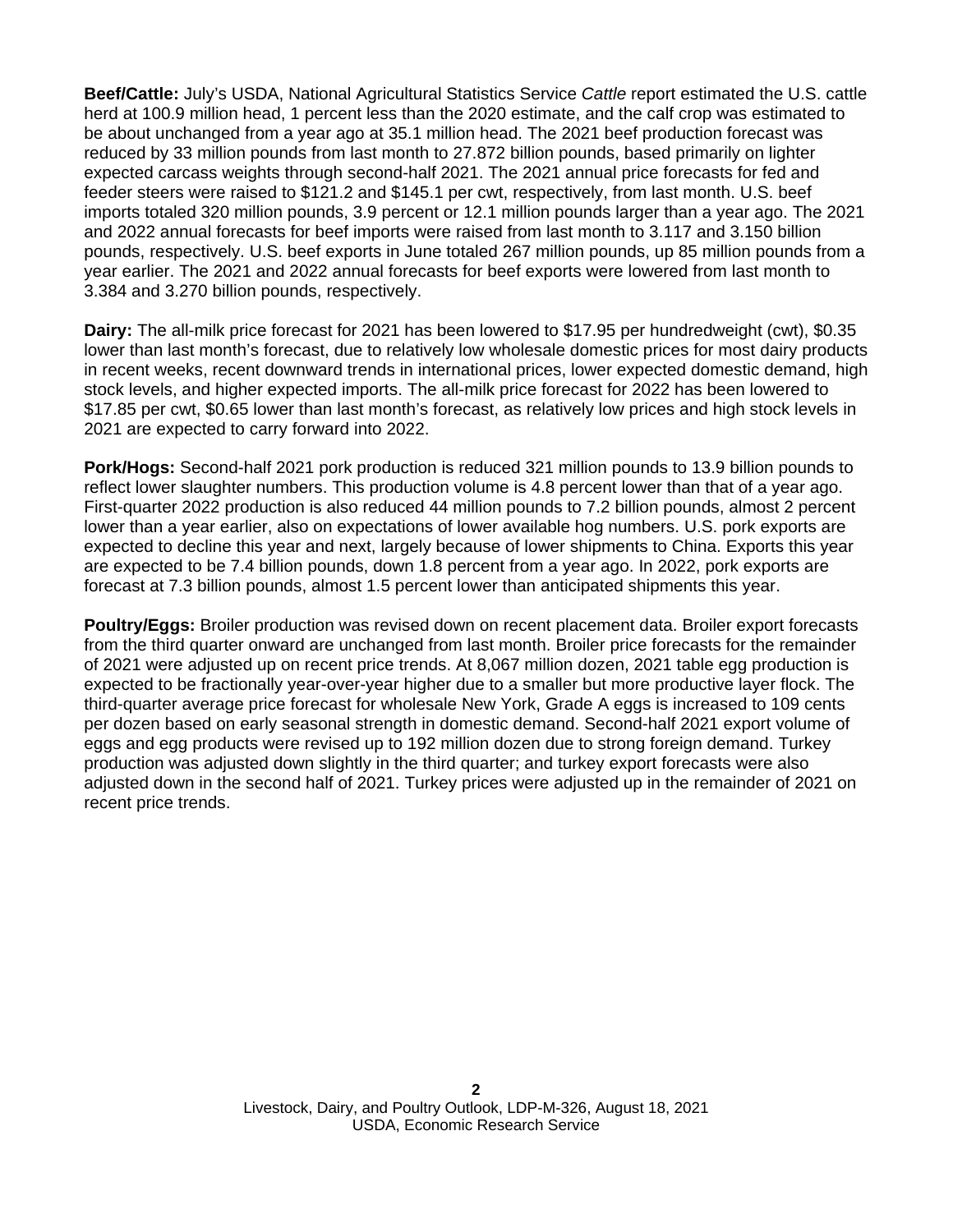**Beef/Cattle:** July's USDA, National Agricultural Statistics Service *Cattle* report estimated the U.S. cattle herd at 100.9 million head, 1 percent less than the 2020 estimate, and the calf crop was estimated to be about unchanged from a year ago at 35.1 million head. The 2021 beef production forecast was reduced by 33 million pounds from last month to 27.872 billion pounds, based primarily on lighter expected carcass weights through second-half 2021. The 2021 annual price forecasts for fed and feeder steers were raised to $121.2 and $145.1 per cwt, respectively, from last month. U.S. beef imports totaled 320 million pounds, 3.9 percent or 12.1 million pounds larger than a year ago. The 2021 and 2022 annual forecasts for beef imports were raised from last month to 3.117 and 3.150 billion pounds, respectively. U.S. beef exports in June totaled 267 million pounds, up 85 million pounds from a year earlier. The 2021 and 2022 annual forecasts for beef exports were lowered from last month to 3.384 and 3.270 billion pounds, respectively.

**Dairy:** The all-milk price forecast for 2021 has been lowered to $17.95 per hundredweight (cwt), $0.35 lower than last month's forecast, due to relatively low wholesale domestic prices for most dairy products in recent weeks, recent downward trends in international prices, lower expected domestic demand, high stock levels, and higher expected imports. The all-milk price forecast for 2022 has been lowered to $17.85 per cwt, $0.65 lower than last month's forecast, as relatively low prices and high stock levels in 2021 are expected to carry forward into 2022.

**Pork/Hogs:** Second-half 2021 pork production is reduced 321 million pounds to 13.9 billion pounds to reflect lower slaughter numbers. This production volume is 4.8 percent lower than that of a year ago. First-quarter 2022 production is also reduced 44 million pounds to 7.2 billion pounds, almost 2 percent lower than a year earlier, also on expectations of lower available hog numbers. U.S. pork exports are expected to decline this year and next, largely because of lower shipments to China. Exports this year are expected to be 7.4 billion pounds, down 1.8 percent from a year ago. In 2022, pork exports are forecast at 7.3 billion pounds, almost 1.5 percent lower than anticipated shipments this year.

**Poultry/Eggs:** Broiler production was revised down on recent placement data. Broiler export forecasts from the third quarter onward are unchanged from last month. Broiler price forecasts for the remainder of 2021 were adjusted up on recent price trends. At 8,067 million dozen, 2021 table egg production is expected to be fractionally year-over-year higher due to a smaller but more productive layer flock. The third-quarter average price forecast for wholesale New York, Grade A eggs is increased to 109 cents per dozen based on early seasonal strength in domestic demand. Second-half 2021 export volume of eggs and egg products were revised up to 192 million dozen due to strong foreign demand. Turkey production was adjusted down slightly in the third quarter; and turkey export forecasts were also adjusted down in the second half of 2021. Turkey prices were adjusted up in the remainder of 2021 on recent price trends.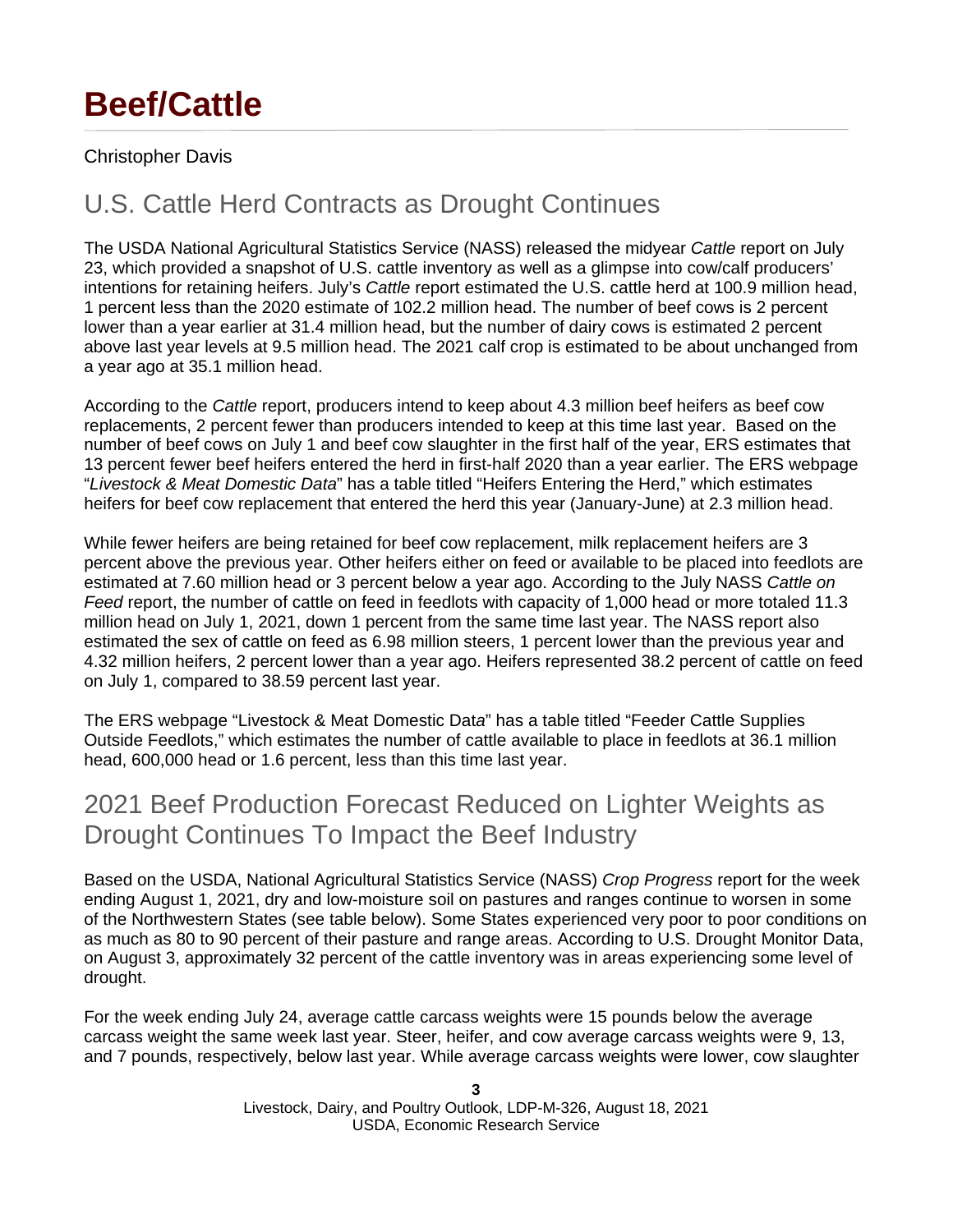# Beef/Cattle

Christopher Davis

## U.S. Cattle Herd Contracts as Drought Continues

The USDA National Agricultural Statistics Service (NASS) released the midyear *Cattle* report on July 23, which provided a snapshot of U.S. cattle inventory as well as a glimpse into cow/calf producers' intentions for retaining heifers. July's *Cattle* report estimated the U.S. cattle herd at 100.9 million head, 1 percent less than the 2020 estimate of 102.2 million head. The number of beef cows is 2 percent lower than a year earlier at 31.4 million head, but the number of dairy cows is estimated 2 percent above last year levels at 9.5 million head. The 2021 calf crop is estimated to be about unchanged from a year ago at 35.1 million head.

According to the *Cattle* report, producers intend to keep about 4.3 million beef heifers as beef cow replacements, 2 percent fewer than producers intended to keep at this time last year. Based on the number of beef cows on July 1 and beef cow slaughter in the first half of the year, ERS estimates that 13 percent fewer beef heifers entered the herd in first-half 2020 than a year earlier. The ERS webpage "*Livestock & Meat Domestic Data*" has a table titled "Heifers Entering the Herd," which estimates heifers for beef cow replacement that entered the herd this year (January-June) at 2.3 million head.

While fewer heifers are being retained for beef cow replacement, milk replacement heifers are 3 percent above the previous year. Other heifers either on feed or available to be placed into feedlots are estimated at 7.60 million head or 3 percent below a year ago. According to the July NASS *Cattle on Feed* report, the number of cattle on feed in feedlots with capacity of 1,000 head or more totaled 11.3 million head on July 1, 2021, down 1 percent from the same time last year. The NASS report also estimated the sex of cattle on feed as 6.98 million steers, 1 percent lower than the previous year and 4.32 million heifers, 2 percent lower than a year ago. Heifers represented 38.2 percent of cattle on feed on July 1, compared to 38.59 percent last year.

The ERS webpage "Livestock & Meat Domestic Data" has a table titled "Feeder Cattle Supplies Outside Feedlots," which estimates the number of cattle available to place in feedlots at 36.1 million head, 600,000 head or 1.6 percent, less than this time last year.

## 2021 Beef Production Forecast Reduced on Lighter Weights as Drought Continues To Impact the Beef Industry

Based on the USDA, National Agricultural Statistics Service (NASS) *Crop Progress* report for the week ending August 1, 2021, dry and low-moisture soil on pastures and ranges continue to worsen in some of the Northwestern States (see table below). Some States experienced very poor to poor conditions on as much as 80 to 90 percent of their pasture and range areas. According to U.S. Drought Monitor Data, on August 3, approximately 32 percent of the cattle inventory was in areas experiencing some level of drought.

For the week ending July 24, average cattle carcass weights were 15 pounds below the average carcass weight the same week last year. Steer, heifer, and cow average carcass weights were 9, 13, and 7 pounds, respectively, below last year. While average carcass weights were lower, cow slaughter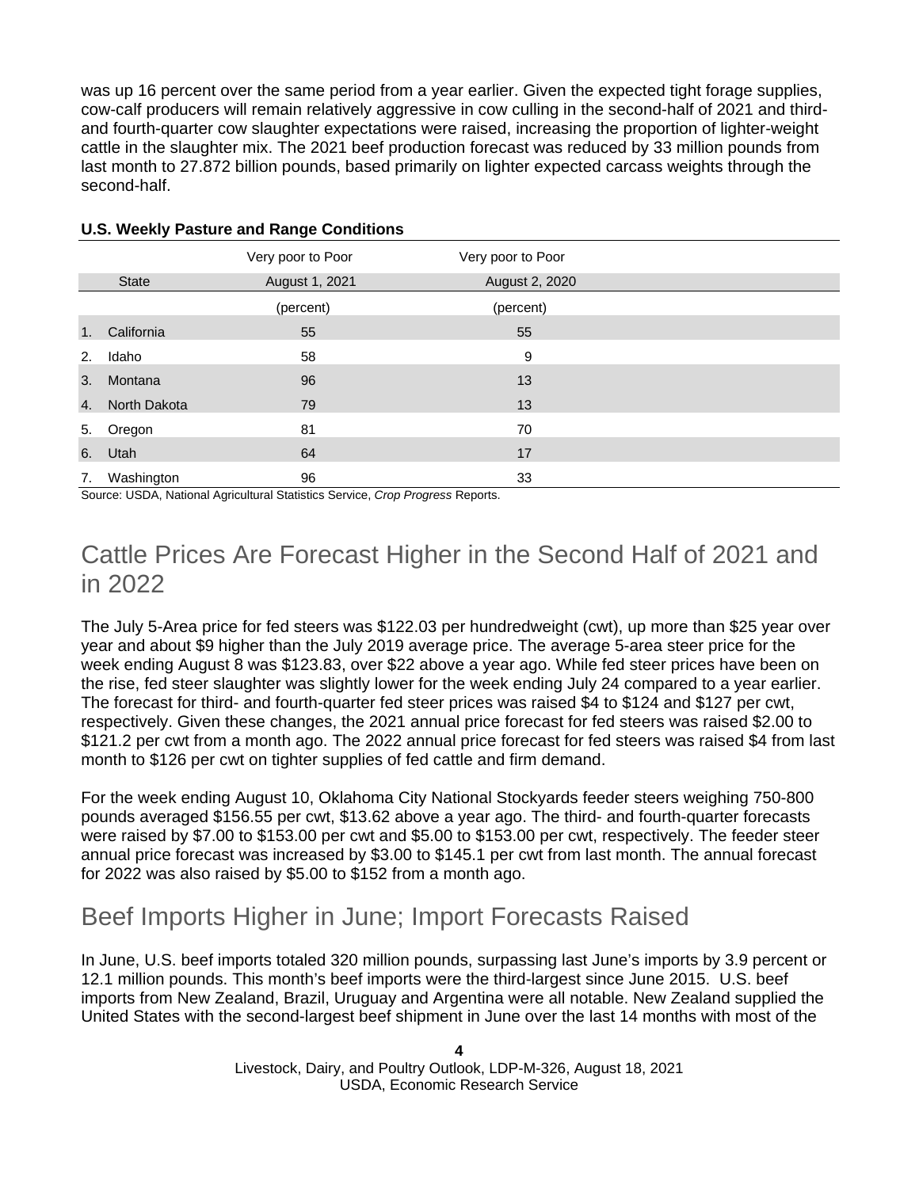was up 16 percent over the same period from a year earlier. Given the expected tight forage supplies, cow-calf producers will remain relatively aggressive in cow culling in the second-half of 2021 and third- and fourth-quarter cow slaughter expectations were raised, increasing the proportion of lighter-weight cattle in the slaughter mix. The 2021 beef production forecast was reduced by 33 million pounds from last month to 27.872 billion pounds, based primarily on lighter expected carcass weights through the second-half.

**U.S. Weekly Pasture and Range Conditions**

| | Very poor to Poor | Very poor to Poor |
|---|---|---|
| State | August 1, 2021 | August 2, 2020 |
| | (percent) | (percent) |
| 1. California | 55 | 55 |
| 2. Idaho | 58 | 9 |
| 3. Montana | 96 | 13 |
| 4. North Dakota | 79 | 13 |
| 5. Oregon | 81 | 70 |
| 6. Utah | 64 | 17 |
| 7. Washington | 96 | 33 |

Source: USDA, National Agricultural Statistics Service, *Crop Progress* Reports.

## Cattle Prices Are Forecast Higher in the Second Half of 2021 and in 2022

The July 5-Area price for fed steers was $122.03 per hundredweight (cwt), up more than $25 year over year and about $9 higher than the July 2019 average price. The average 5-area steer price for the week ending August 8 was $123.83, over $22 above a year ago. While fed steer prices have been on the rise, fed steer slaughter was slightly lower for the week ending July 24 compared to a year earlier. The forecast for third- and fourth-quarter fed steer prices was raised $4 to $124 and $127 per cwt, respectively. Given these changes, the 2021 annual price forecast for fed steers was raised $2.00 to $121.2 per cwt from a month ago. The 2022 annual price forecast for fed steers was raised $4 from last month to $126 per cwt on tighter supplies of fed cattle and firm demand.

For the week ending August 10, Oklahoma City National Stockyards feeder steers weighing 750-800 pounds averaged $156.55 per cwt, $13.62 above a year ago. The third- and fourth-quarter forecasts were raised by $7.00 to $153.00 per cwt and $5.00 to $153.00 per cwt, respectively. The feeder steer annual price forecast was increased by $3.00 to $145.1 per cwt from last month. The annual forecast for 2022 was also raised by $5.00 to $152 from a month ago.

## Beef Imports Higher in June; Import Forecasts Raised

In June, U.S. beef imports totaled 320 million pounds, surpassing last June's imports by 3.9 percent or 12.1 million pounds. This month's beef imports were the third-largest since June 2015. U.S. beef imports from New Zealand, Brazil, Uruguay and Argentina were all notable. New Zealand supplied the United States with the second-largest beef shipment in June over the last 14 months with most of the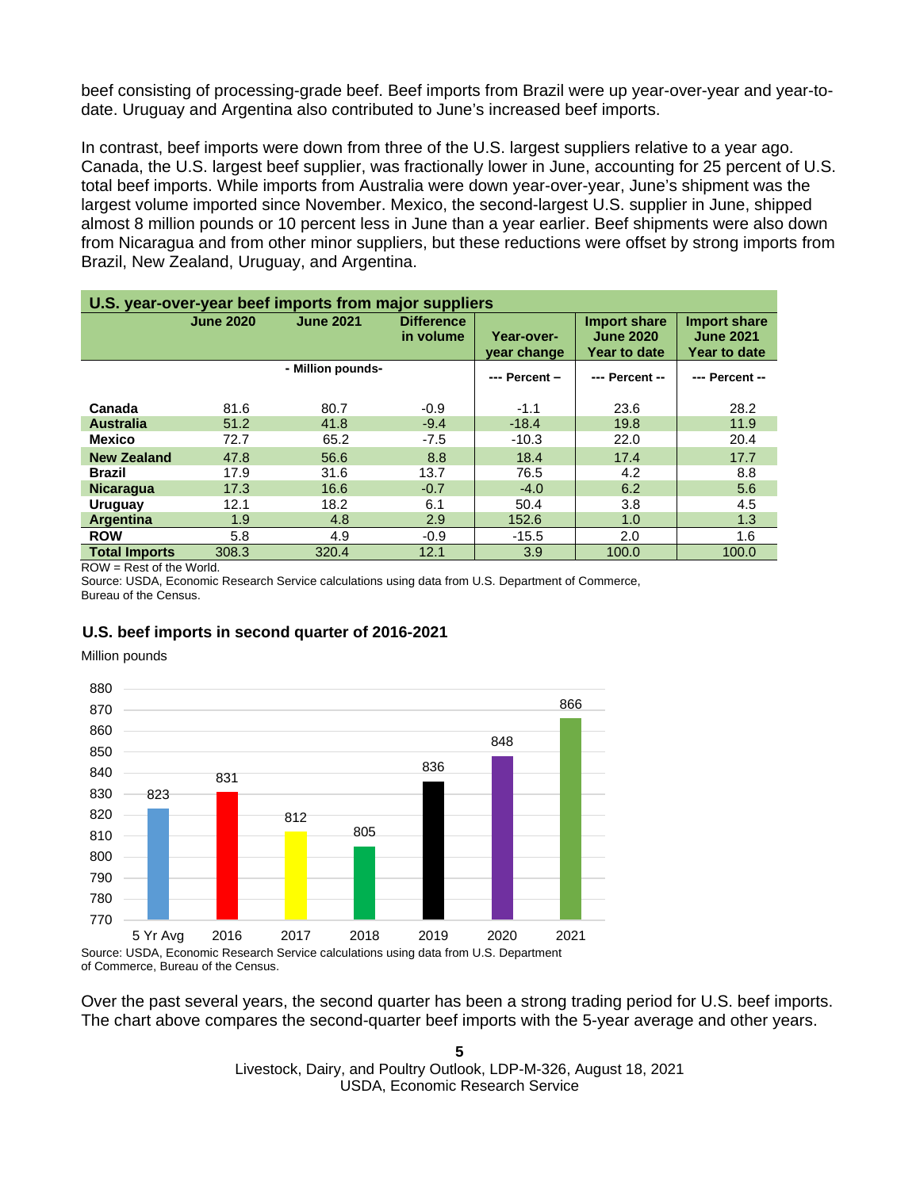beef consisting of processing-grade beef. Beef imports from Brazil were up year-over-year and year-to-date. Uruguay and Argentina also contributed to June's increased beef imports.

In contrast, beef imports were down from three of the U.S. largest suppliers relative to a year ago. Canada, the U.S. largest beef supplier, was fractionally lower in June, accounting for 25 percent of U.S. total beef imports. While imports from Australia were down year-over-year, June's shipment was the largest volume imported since November. Mexico, the second-largest U.S. supplier in June, shipped almost 8 million pounds or 10 percent less in June than a year earlier. Beef shipments were also down from Nicaragua and from other minor suppliers, but these reductions were offset by strong imports from Brazil, New Zealand, Uruguay, and Argentina.

**U.S. year-over-year beef imports from major suppliers**

| | June 2020 | June 2021 | Difference in volume | Year-over-year change | Import share June 2020 Year to date | Import share June 2021 Year to date |
|---|---|---|---|---|---|---|
| | - Million pounds- | | | --- Percent – | --- Percent -- | --- Percent -- |
| **Canada** | 81.6 | 80.7 | -0.9 | -1.1 | 23.6 | 28.2 |
| **Australia** | 51.2 | 41.8 | -9.4 | -18.4 | 19.8 | 11.9 |
| **Mexico** | 72.7 | 65.2 | -7.5 | -10.3 | 22.0 | 20.4 |
| **New Zealand** | 47.8 | 56.6 | 8.8 | 18.4 | 17.4 | 17.7 |
| **Brazil** | 17.9 | 31.6 | 13.7 | 76.5 | 4.2 | 8.8 |
| **Nicaragua** | 17.3 | 16.6 | -0.7 | -4.0 | 6.2 | 5.6 |
| **Uruguay** | 12.1 | 18.2 | 6.1 | 50.4 | 3.8 | 4.5 |
| **Argentina** | 1.9 | 4.8 | 2.9 | 152.6 | 1.0 | 1.3 |
| **ROW** | 5.8 | 4.9 | -0.9 | -15.5 | 2.0 | 1.6 |
| **Total Imports** | 308.3 | 320.4 | 12.1 | 3.9 | 100.0 | 100.0 |

ROW = Rest of the World.
Source: USDA, Economic Research Service calculations using data from U.S. Department of Commerce, Bureau of the Census.

**U.S. beef imports in second quarter of 2016-2021**

Million pounds

| | 5 Yr Avg | 2016 | 2017 | 2018 | 2019 | 2020 | 2021 |
|---|---|---|---|---|---|---|---|
| Million pounds | 823 | 831 | 812 | 805 | 836 | 848 | 866 |

Source: USDA, Economic Research Service calculations using data from U.S. Department of Commerce, Bureau of the Census.

Over the past several years, the second quarter has been a strong trading period for U.S. beef imports. The chart above compares the second-quarter beef imports with the 5-year average and other years.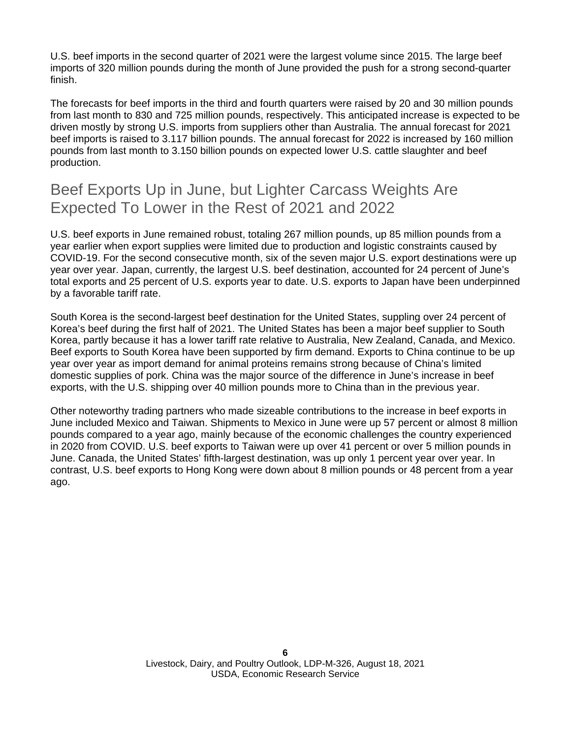U.S. beef imports in the second quarter of 2021 were the largest volume since 2015. The large beef imports of 320 million pounds during the month of June provided the push for a strong second-quarter finish.

The forecasts for beef imports in the third and fourth quarters were raised by 20 and 30 million pounds from last month to 830 and 725 million pounds, respectively. This anticipated increase is expected to be driven mostly by strong U.S. imports from suppliers other than Australia. The annual forecast for 2021 beef imports is raised to 3.117 billion pounds. The annual forecast for 2022 is increased by 160 million pounds from last month to 3.150 billion pounds on expected lower U.S. cattle slaughter and beef production.

## Beef Exports Up in June, but Lighter Carcass Weights Are Expected To Lower in the Rest of 2021 and 2022

U.S. beef exports in June remained robust, totaling 267 million pounds, up 85 million pounds from a year earlier when export supplies were limited due to production and logistic constraints caused by COVID-19. For the second consecutive month, six of the seven major U.S. export destinations were up year over year. Japan, currently, the largest U.S. beef destination, accounted for 24 percent of June's total exports and 25 percent of U.S. exports year to date. U.S. exports to Japan have been underpinned by a favorable tariff rate.

South Korea is the second-largest beef destination for the United States, suppling over 24 percent of Korea's beef during the first half of 2021. The United States has been a major beef supplier to South Korea, partly because it has a lower tariff rate relative to Australia, New Zealand, Canada, and Mexico. Beef exports to South Korea have been supported by firm demand. Exports to China continue to be up year over year as import demand for animal proteins remains strong because of China's limited domestic supplies of pork. China was the major source of the difference in June's increase in beef exports, with the U.S. shipping over 40 million pounds more to China than in the previous year.

Other noteworthy trading partners who made sizeable contributions to the increase in beef exports in June included Mexico and Taiwan. Shipments to Mexico in June were up 57 percent or almost 8 million pounds compared to a year ago, mainly because of the economic challenges the country experienced in 2020 from COVID. U.S. beef exports to Taiwan were up over 41 percent or over 5 million pounds in June. Canada, the United States' fifth-largest destination, was up only 1 percent year over year. In contrast, U.S. beef exports to Hong Kong were down about 8 million pounds or 48 percent from a year ago.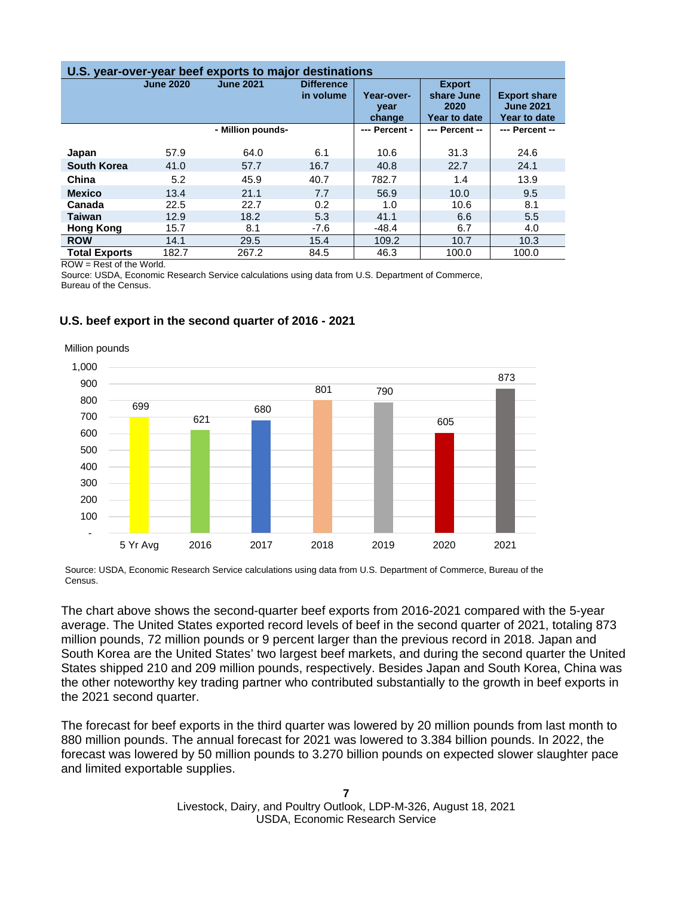**U.S. year-over-year beef exports to major destinations**

| | June 2020 | June 2021 | Difference in volume | Year-over-year change | Export share June 2020 Year to date | Export share June 2021 Year to date |
|---|---|---|---|---|---|---|
| | | - Million pounds- | | --- Percent - | --- Percent -- | --- Percent -- |
| **Japan** | 57.9 | 64.0 | 6.1 | 10.6 | 31.3 | 24.6 |
| **South Korea** | 41.0 | 57.7 | 16.7 | 40.8 | 22.7 | 24.1 |
| **China** | 5.2 | 45.9 | 40.7 | 782.7 | 1.4 | 13.9 |
| **Mexico** | 13.4 | 21.1 | 7.7 | 56.9 | 10.0 | 9.5 |
| **Canada** | 22.5 | 22.7 | 0.2 | 1.0 | 10.6 | 8.1 |
| **Taiwan** | 12.9 | 18.2 | 5.3 | 41.1 | 6.6 | 5.5 |
| **Hong Kong** | 15.7 | 8.1 | -7.6 | -48.4 | 6.7 | 4.0 |
| **ROW** | 14.1 | 29.5 | 15.4 | 109.2 | 10.7 | 10.3 |
| **Total Exports** | 182.7 | 267.2 | 84.5 | 46.3 | 100.0 | 100.0 |

ROW = Rest of the World.
Source: USDA, Economic Research Service calculations using data from U.S. Department of Commerce, Bureau of the Census.

**U.S. beef export in the second quarter of 2016 - 2021**

Million pounds

| 5 Yr Avg | 2016 | 2017 | 2018 | 2019 | 2020 | 2021 |
|---|---|---|---|---|---|---|
| 699 | 621 | 680 | 801 | 790 | 605 | 873 |

Source: USDA, Economic Research Service calculations using data from U.S. Department of Commerce, Bureau of the Census.

The chart above shows the second-quarter beef exports from 2016-2021 compared with the 5-year average. The United States exported record levels of beef in the second quarter of 2021, totaling 873 million pounds, 72 million pounds or 9 percent larger than the previous record in 2018. Japan and South Korea are the United States' two largest beef markets, and during the second quarter the United States shipped 210 and 209 million pounds, respectively. Besides Japan and South Korea, China was the other noteworthy key trading partner who contributed substantially to the growth in beef exports in the 2021 second quarter.

The forecast for beef exports in the third quarter was lowered by 20 million pounds from last month to 880 million pounds. The annual forecast for 2021 was lowered to 3.384 billion pounds. In 2022, the forecast was lowered by 50 million pounds to 3.270 billion pounds on expected slower slaughter pace and limited exportable supplies.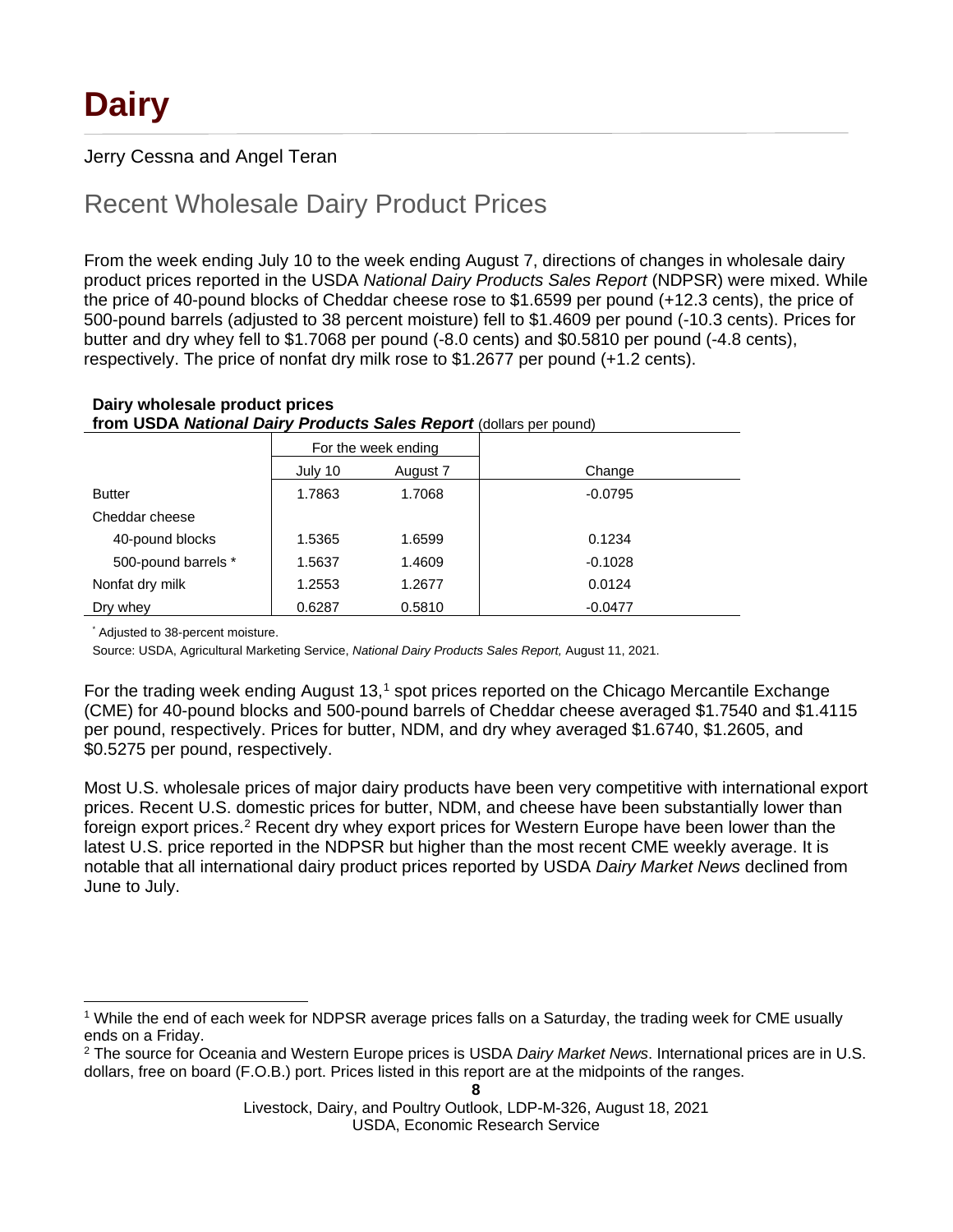# Dairy

Jerry Cessna and Angel Teran

## Recent Wholesale Dairy Product Prices

From the week ending July 10 to the week ending August 7, directions of changes in wholesale dairy product prices reported in the USDA *National Dairy Products Sales Report* (NDPSR) were mixed. While the price of 40-pound blocks of Cheddar cheese rose to $1.6599 per pound (+12.3 cents), the price of 500-pound barrels (adjusted to 38 percent moisture) fell to $1.4609 per pound (-10.3 cents). Prices for butter and dry whey fell to $1.7068 per pound (-8.0 cents) and $0.5810 per pound (-4.8 cents), respectively. The price of nonfat dry milk rose to $1.2677 per pound (+1.2 cents).

**Dairy wholesale product prices**
**from USDA *National Dairy Products Sales Report*** (dollars per pound)

| | For the week ending | | |
|---|---|---|---|
| | July 10 | August 7 | Change |
| Butter | 1.7863 | 1.7068 | -0.0795 |
| Cheddar cheese | | | |
| 40-pound blocks | 1.5365 | 1.6599 | 0.1234 |
| 500-pound barrels * | 1.5637 | 1.4609 | -0.1028 |
| Nonfat dry milk | 1.2553 | 1.2677 | 0.0124 |
| Dry whey | 0.6287 | 0.5810 | -0.0477 |

* Adjusted to 38-percent moisture.

Source: USDA, Agricultural Marketing Service, *National Dairy Products Sales Report,* August 11, 2021.

For the trading week ending August 13,[1] spot prices reported on the Chicago Mercantile Exchange (CME) for 40-pound blocks and 500-pound barrels of Cheddar cheese averaged $1.7540 and $1.4115 per pound, respectively. Prices for butter, NDM, and dry whey averaged $1.6740, $1.2605, and $0.5275 per pound, respectively.

Most U.S. wholesale prices of major dairy products have been very competitive with international export prices. Recent U.S. domestic prices for butter, NDM, and cheese have been substantially lower than foreign export prices.[2] Recent dry whey export prices for Western Europe have been lower than the latest U.S. price reported in the NDPSR but higher than the most recent CME weekly average. It is notable that all international dairy product prices reported by USDA *Dairy Market News* declined from June to July.

---

[1] While the end of each week for NDPSR average prices falls on a Saturday, the trading week for CME usually ends on a Friday.

[2] The source for Oceania and Western Europe prices is USDA *Dairy Market News*. International prices are in U.S. dollars, free on board (F.O.B.) port. Prices listed in this report are at the midpoints of the ranges.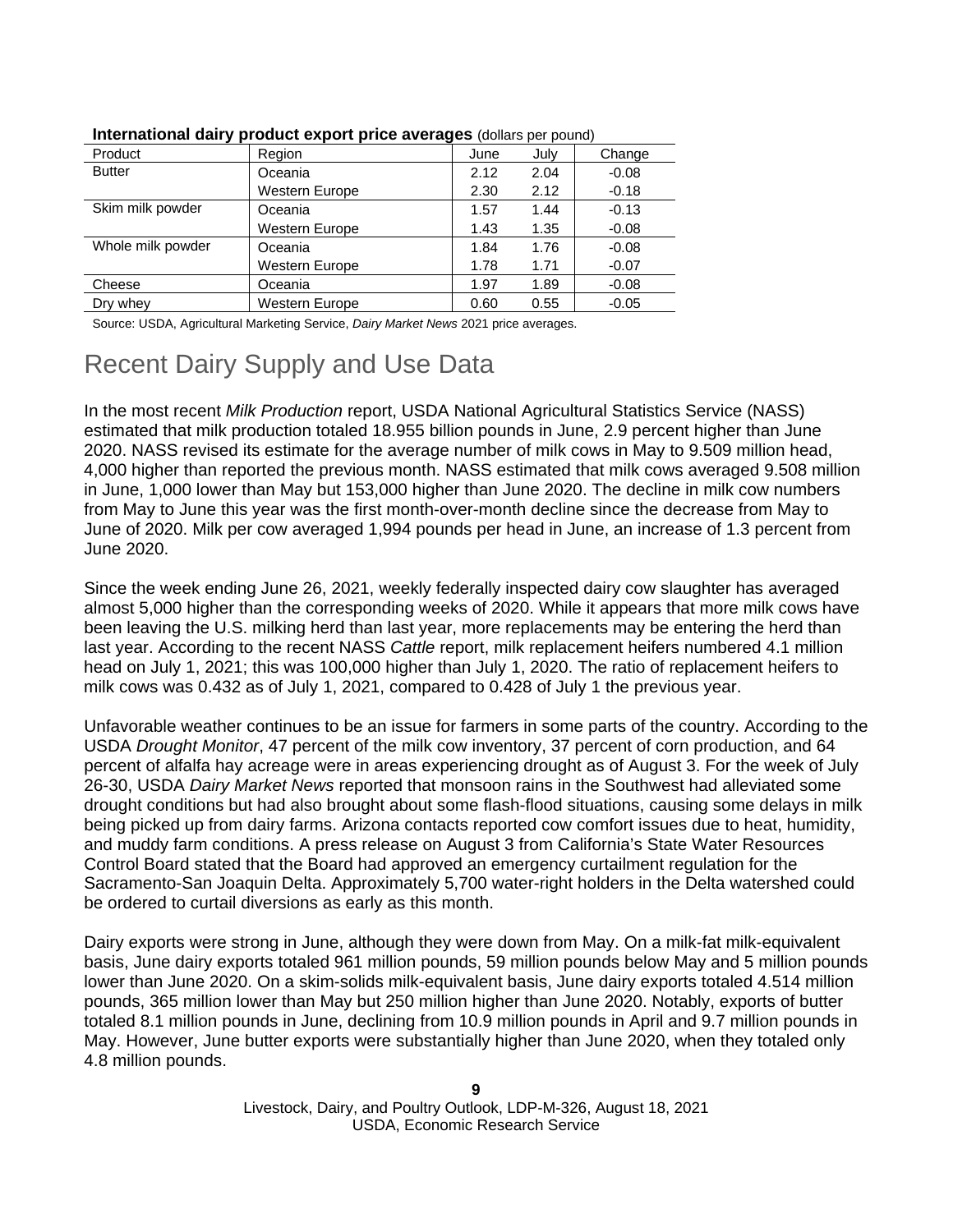**International dairy product export price averages** (dollars per pound)

| Product | Region | June | July | Change |
|---|---|---|---|---|
| Butter | Oceania | 2.12 | 2.04 | -0.08 |
| | Western Europe | 2.30 | 2.12 | -0.18 |
| Skim milk powder | Oceania | 1.57 | 1.44 | -0.13 |
| | Western Europe | 1.43 | 1.35 | -0.08 |
| Whole milk powder | Oceania | 1.84 | 1.76 | -0.08 |
| | Western Europe | 1.78 | 1.71 | -0.07 |
| Cheese | Oceania | 1.97 | 1.89 | -0.08 |
| Dry whey | Western Europe | 0.60 | 0.55 | -0.05 |

Source: USDA, Agricultural Marketing Service, *Dairy Market News* 2021 price averages.

# Recent Dairy Supply and Use Data

In the most recent *Milk Production* report, USDA National Agricultural Statistics Service (NASS) estimated that milk production totaled 18.955 billion pounds in June, 2.9 percent higher than June 2020. NASS revised its estimate for the average number of milk cows in May to 9.509 million head, 4,000 higher than reported the previous month. NASS estimated that milk cows averaged 9.508 million in June, 1,000 lower than May but 153,000 higher than June 2020. The decline in milk cow numbers from May to June this year was the first month-over-month decline since the decrease from May to June of 2020. Milk per cow averaged 1,994 pounds per head in June, an increase of 1.3 percent from June 2020.

Since the week ending June 26, 2021, weekly federally inspected dairy cow slaughter has averaged almost 5,000 higher than the corresponding weeks of 2020. While it appears that more milk cows have been leaving the U.S. milking herd than last year, more replacements may be entering the herd than last year. According to the recent NASS *Cattle* report, milk replacement heifers numbered 4.1 million head on July 1, 2021; this was 100,000 higher than July 1, 2020. The ratio of replacement heifers to milk cows was 0.432 as of July 1, 2021, compared to 0.428 of July 1 the previous year.

Unfavorable weather continues to be an issue for farmers in some parts of the country. According to the USDA *Drought Monitor*, 47 percent of the milk cow inventory, 37 percent of corn production, and 64 percent of alfalfa hay acreage were in areas experiencing drought as of August 3. For the week of July 26-30, USDA *Dairy Market News* reported that monsoon rains in the Southwest had alleviated some drought conditions but had also brought about some flash-flood situations, causing some delays in milk being picked up from dairy farms. Arizona contacts reported cow comfort issues due to heat, humidity, and muddy farm conditions. A press release on August 3 from California's State Water Resources Control Board stated that the Board had approved an emergency curtailment regulation for the Sacramento-San Joaquin Delta. Approximately 5,700 water-right holders in the Delta watershed could be ordered to curtail diversions as early as this month.

Dairy exports were strong in June, although they were down from May. On a milk-fat milk-equivalent basis, June dairy exports totaled 961 million pounds, 59 million pounds below May and 5 million pounds lower than June 2020. On a skim-solids milk-equivalent basis, June dairy exports totaled 4.514 million pounds, 365 million lower than May but 250 million higher than June 2020. Notably, exports of butter totaled 8.1 million pounds in June, declining from 10.9 million pounds in April and 9.7 million pounds in May. However, June butter exports were substantially higher than June 2020, when they totaled only 4.8 million pounds.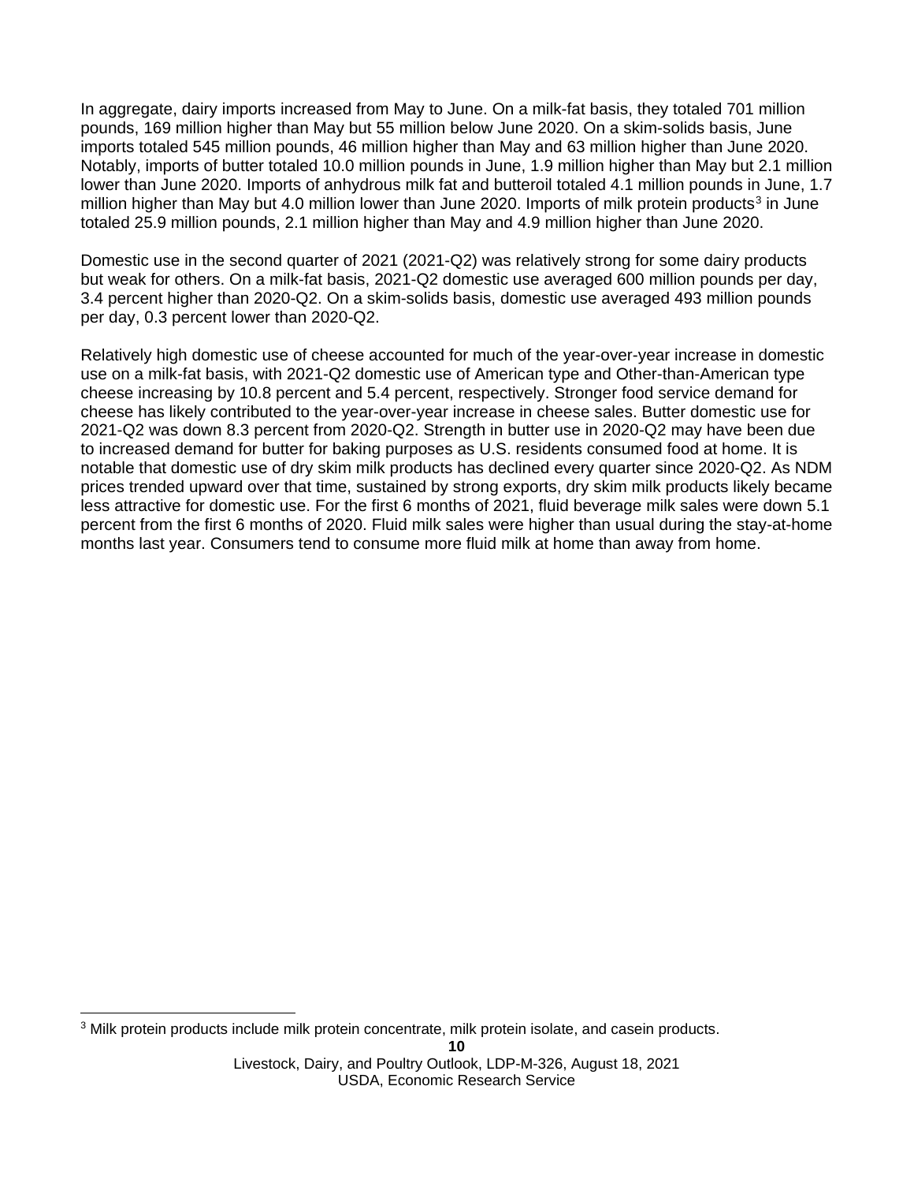In aggregate, dairy imports increased from May to June. On a milk-fat basis, they totaled 701 million pounds, 169 million higher than May but 55 million below June 2020. On a skim-solids basis, June imports totaled 545 million pounds, 46 million higher than May and 63 million higher than June 2020. Notably, imports of butter totaled 10.0 million pounds in June, 1.9 million higher than May but 2.1 million lower than June 2020. Imports of anhydrous milk fat and butteroil totaled 4.1 million pounds in June, 1.7 million higher than May but 4.0 million lower than June 2020. Imports of milk protein products[3] in June totaled 25.9 million pounds, 2.1 million higher than May and 4.9 million higher than June 2020.

Domestic use in the second quarter of 2021 (2021-Q2) was relatively strong for some dairy products but weak for others. On a milk-fat basis, 2021-Q2 domestic use averaged 600 million pounds per day, 3.4 percent higher than 2020-Q2. On a skim-solids basis, domestic use averaged 493 million pounds per day, 0.3 percent lower than 2020-Q2.

Relatively high domestic use of cheese accounted for much of the year-over-year increase in domestic use on a milk-fat basis, with 2021-Q2 domestic use of American type and Other-than-American type cheese increasing by 10.8 percent and 5.4 percent, respectively. Stronger food service demand for cheese has likely contributed to the year-over-year increase in cheese sales. Butter domestic use for 2021-Q2 was down 8.3 percent from 2020-Q2. Strength in butter use in 2020-Q2 may have been due to increased demand for butter for baking purposes as U.S. residents consumed food at home. It is notable that domestic use of dry skim milk products has declined every quarter since 2020-Q2. As NDM prices trended upward over that time, sustained by strong exports, dry skim milk products likely became less attractive for domestic use. For the first 6 months of 2021, fluid beverage milk sales were down 5.1 percent from the first 6 months of 2020. Fluid milk sales were higher than usual during the stay-at-home months last year. Consumers tend to consume more fluid milk at home than away from home.

[3] Milk protein products include milk protein concentrate, milk protein isolate, and casein products.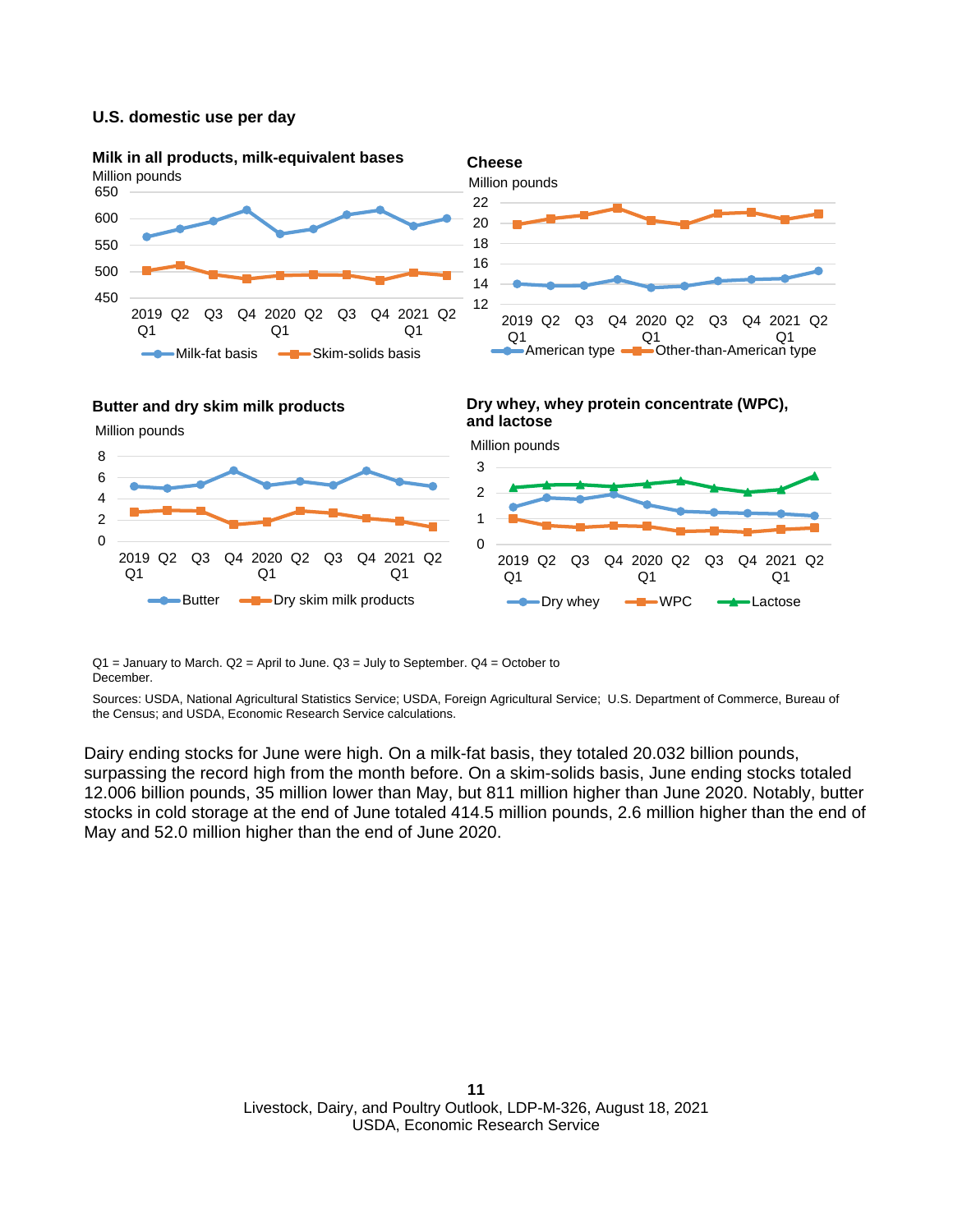**U.S. domestic use per day**

**Milk in all products, milk-equivalent bases**

Million pounds

**Cheese**

Million pounds

**Butter and dry skim milk products**

Million pounds

**Dry whey, whey protein concentrate (WPC), and lactose**

Million pounds

Q1 = January to March. Q2 = April to June. Q3 = July to September. Q4 = October to December.

Sources: USDA, National Agricultural Statistics Service; USDA, Foreign Agricultural Service; U.S. Department of Commerce, Bureau of the Census; and USDA, Economic Research Service calculations.

Dairy ending stocks for June were high. On a milk-fat basis, they totaled 20.032 billion pounds, surpassing the record high from the month before. On a skim-solids basis, June ending stocks totaled 12.006 billion pounds, 35 million lower than May, but 811 million higher than June 2020. Notably, butter stocks in cold storage at the end of June totaled 414.5 million pounds, 2.6 million higher than the end of May and 52.0 million higher than the end of June 2020.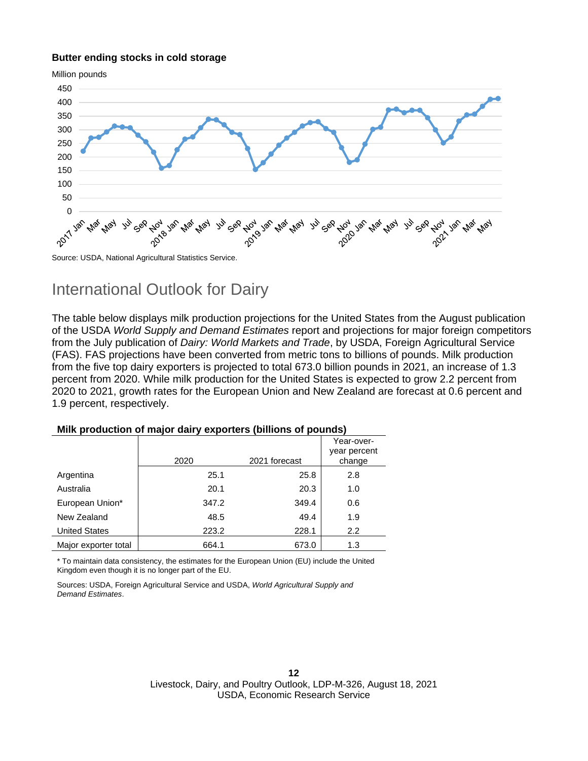**Butter ending stocks in cold storage**

Million pounds

Source: USDA, National Agricultural Statistics Service.

## International Outlook for Dairy

The table below displays milk production projections for the United States from the August publication of the USDA *World Supply and Demand Estimates* report and projections for major foreign competitors from the July publication of *Dairy: World Markets and Trade*, by USDA, Foreign Agricultural Service (FAS). FAS projections have been converted from metric tons to billions of pounds. Milk production from the five top dairy exporters is projected to total 673.0 billion pounds in 2021, an increase of 1.3 percent from 2020. While milk production for the United States is expected to grow 2.2 percent from 2020 to 2021, growth rates for the European Union and New Zealand are forecast at 0.6 percent and 1.9 percent, respectively.

**Milk production of major dairy exporters (billions of pounds)**

| | 2020 | 2021 forecast | Year-over-year percent change |
|---|---|---|---|
| Argentina | 25.1 | 25.8 | 2.8 |
| Australia | 20.1 | 20.3 | 1.0 |
| European Union* | 347.2 | 349.4 | 0.6 |
| New Zealand | 48.5 | 49.4 | 1.9 |
| United States | 223.2 | 228.1 | 2.2 |
| Major exporter total | 664.1 | 673.0 | 1.3 |

* To maintain data consistency, the estimates for the European Union (EU) include the United Kingdom even though it is no longer part of the EU.

Sources: USDA, Foreign Agricultural Service and USDA, *World Agricultural Supply and Demand Estimates*.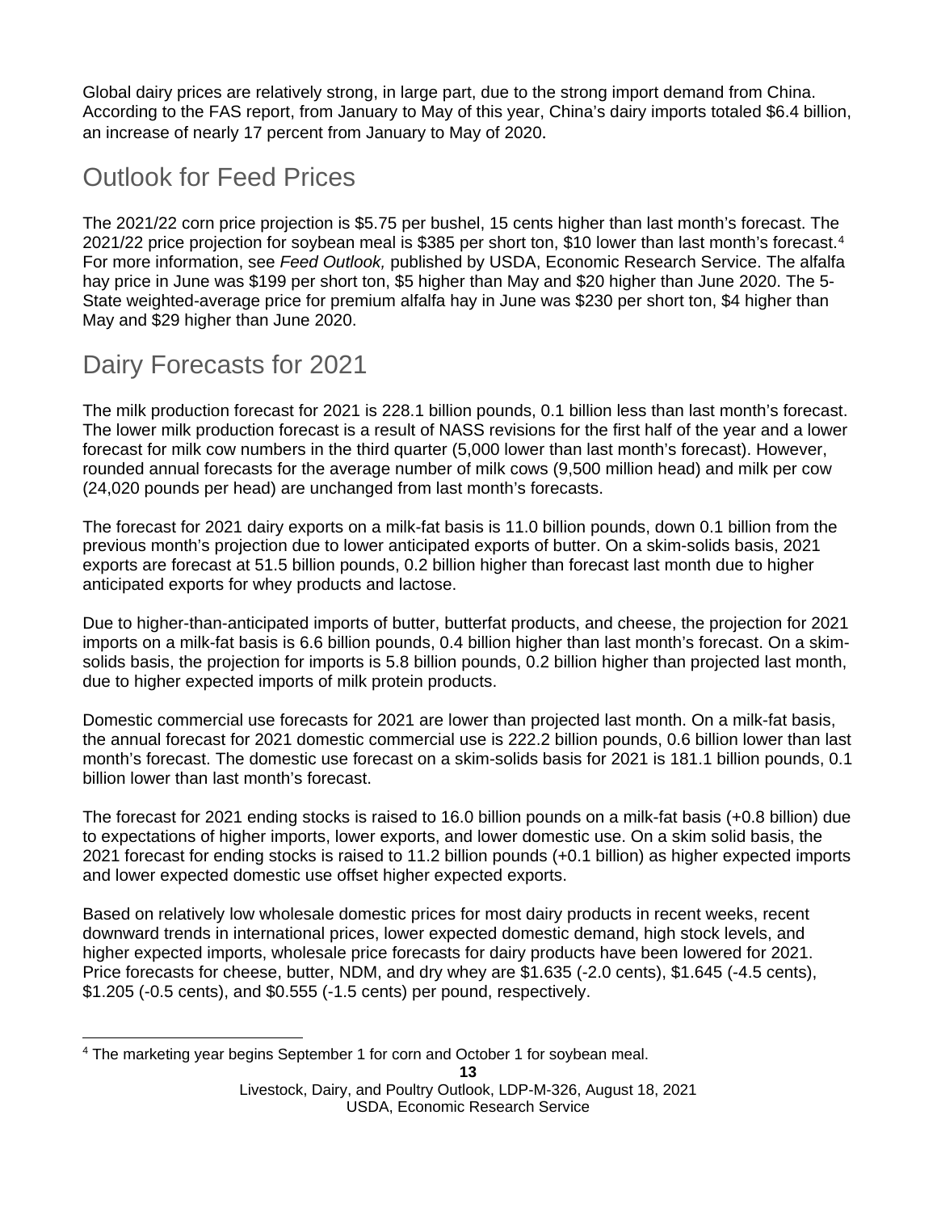Global dairy prices are relatively strong, in large part, due to the strong import demand from China. According to the FAS report, from January to May of this year, China's dairy imports totaled $6.4 billion, an increase of nearly 17 percent from January to May of 2020.

## Outlook for Feed Prices

The 2021/22 corn price projection is $5.75 per bushel, 15 cents higher than last month's forecast. The 2021/22 price projection for soybean meal is $385 per short ton, $10 lower than last month's forecast.[4] For more information, see *Feed Outlook,* published by USDA, Economic Research Service. The alfalfa hay price in June was $199 per short ton, $5 higher than May and $20 higher than June 2020. The 5-State weighted-average price for premium alfalfa hay in June was $230 per short ton, $4 higher than May and $29 higher than June 2020.

## Dairy Forecasts for 2021

The milk production forecast for 2021 is 228.1 billion pounds, 0.1 billion less than last month's forecast. The lower milk production forecast is a result of NASS revisions for the first half of the year and a lower forecast for milk cow numbers in the third quarter (5,000 lower than last month's forecast). However, rounded annual forecasts for the average number of milk cows (9,500 million head) and milk per cow (24,020 pounds per head) are unchanged from last month's forecasts.

The forecast for 2021 dairy exports on a milk-fat basis is 11.0 billion pounds, down 0.1 billion from the previous month's projection due to lower anticipated exports of butter. On a skim-solids basis, 2021 exports are forecast at 51.5 billion pounds, 0.2 billion higher than forecast last month due to higher anticipated exports for whey products and lactose.

Due to higher-than-anticipated imports of butter, butterfat products, and cheese, the projection for 2021 imports on a milk-fat basis is 6.6 billion pounds, 0.4 billion higher than last month's forecast. On a skim-solids basis, the projection for imports is 5.8 billion pounds, 0.2 billion higher than projected last month, due to higher expected imports of milk protein products.

Domestic commercial use forecasts for 2021 are lower than projected last month. On a milk-fat basis, the annual forecast for 2021 domestic commercial use is 222.2 billion pounds, 0.6 billion lower than last month's forecast. The domestic use forecast on a skim-solids basis for 2021 is 181.1 billion pounds, 0.1 billion lower than last month's forecast.

The forecast for 2021 ending stocks is raised to 16.0 billion pounds on a milk-fat basis (+0.8 billion) due to expectations of higher imports, lower exports, and lower domestic use. On a skim solid basis, the 2021 forecast for ending stocks is raised to 11.2 billion pounds (+0.1 billion) as higher expected imports and lower expected domestic use offset higher expected exports.

Based on relatively low wholesale domestic prices for most dairy products in recent weeks, recent downward trends in international prices, lower expected domestic demand, high stock levels, and higher expected imports, wholesale price forecasts for dairy products have been lowered for 2021. Price forecasts for cheese, butter, NDM, and dry whey are $1.635 (-2.0 cents), $1.645 (-4.5 cents), $1.205 (-0.5 cents), and $0.555 (-1.5 cents) per pound, respectively.

---

[4] The marketing year begins September 1 for corn and October 1 for soybean meal.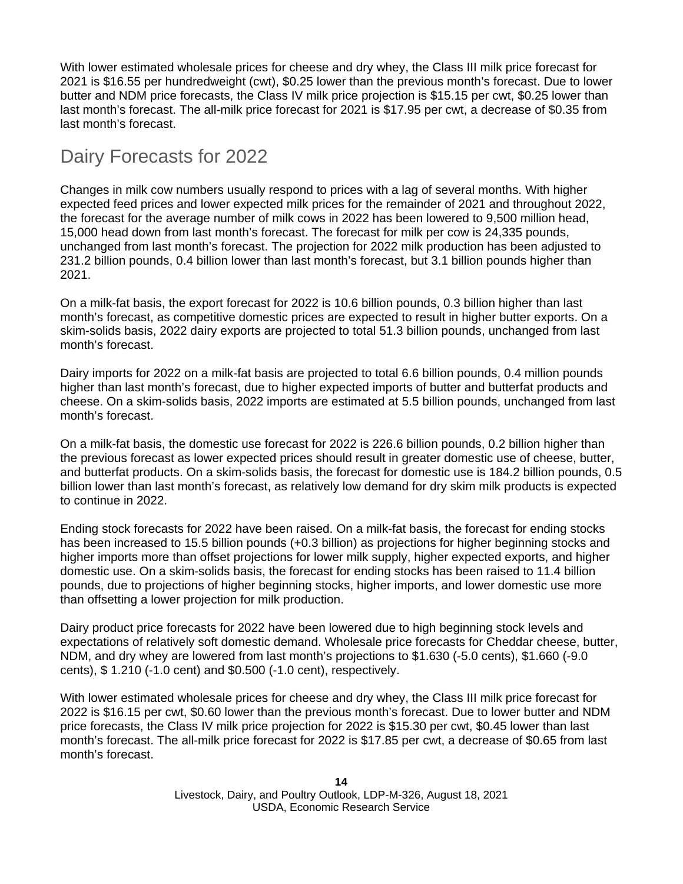With lower estimated wholesale prices for cheese and dry whey, the Class III milk price forecast for 2021 is $16.55 per hundredweight (cwt), $0.25 lower than the previous month's forecast. Due to lower butter and NDM price forecasts, the Class IV milk price projection is $15.15 per cwt, $0.25 lower than last month's forecast. The all-milk price forecast for 2021 is $17.95 per cwt, a decrease of $0.35 from last month's forecast.

## Dairy Forecasts for 2022

Changes in milk cow numbers usually respond to prices with a lag of several months. With higher expected feed prices and lower expected milk prices for the remainder of 2021 and throughout 2022, the forecast for the average number of milk cows in 2022 has been lowered to 9,500 million head, 15,000 head down from last month's forecast. The forecast for milk per cow is 24,335 pounds, unchanged from last month's forecast. The projection for 2022 milk production has been adjusted to 231.2 billion pounds, 0.4 billion lower than last month's forecast, but 3.1 billion pounds higher than 2021.

On a milk-fat basis, the export forecast for 2022 is 10.6 billion pounds, 0.3 billion higher than last month's forecast, as competitive domestic prices are expected to result in higher butter exports. On a skim-solids basis, 2022 dairy exports are projected to total 51.3 billion pounds, unchanged from last month's forecast.

Dairy imports for 2022 on a milk-fat basis are projected to total 6.6 billion pounds, 0.4 million pounds higher than last month's forecast, due to higher expected imports of butter and butterfat products and cheese. On a skim-solids basis, 2022 imports are estimated at 5.5 billion pounds, unchanged from last month's forecast.

On a milk-fat basis, the domestic use forecast for 2022 is 226.6 billion pounds, 0.2 billion higher than the previous forecast as lower expected prices should result in greater domestic use of cheese, butter, and butterfat products. On a skim-solids basis, the forecast for domestic use is 184.2 billion pounds, 0.5 billion lower than last month's forecast, as relatively low demand for dry skim milk products is expected to continue in 2022.

Ending stock forecasts for 2022 have been raised. On a milk-fat basis, the forecast for ending stocks has been increased to 15.5 billion pounds (+0.3 billion) as projections for higher beginning stocks and higher imports more than offset projections for lower milk supply, higher expected exports, and higher domestic use. On a skim-solids basis, the forecast for ending stocks has been raised to 11.4 billion pounds, due to projections of higher beginning stocks, higher imports, and lower domestic use more than offsetting a lower projection for milk production.

Dairy product price forecasts for 2022 have been lowered due to high beginning stock levels and expectations of relatively soft domestic demand. Wholesale price forecasts for Cheddar cheese, butter, NDM, and dry whey are lowered from last month's projections to $1.630 (-5.0 cents), $1.660 (-9.0 cents), $ 1.210 (-1.0 cent) and $0.500 (-1.0 cent), respectively.

With lower estimated wholesale prices for cheese and dry whey, the Class III milk price forecast for 2022 is $16.15 per cwt, $0.60 lower than the previous month's forecast. Due to lower butter and NDM price forecasts, the Class IV milk price projection for 2022 is $15.30 per cwt, $0.45 lower than last month's forecast. The all-milk price forecast for 2022 is $17.85 per cwt, a decrease of $0.65 from last month's forecast.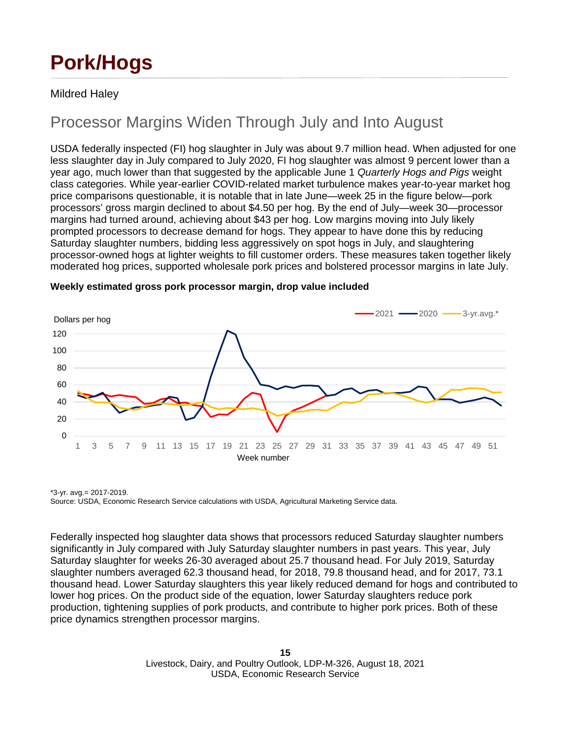# Pork/Hogs

Mildred Haley

## Processor Margins Widen Through July and Into August

USDA federally inspected (FI) hog slaughter in July was about 9.7 million head. When adjusted for one less slaughter day in July compared to July 2020, FI hog slaughter was almost 9 percent lower than a year ago, much lower than that suggested by the applicable June 1 *Quarterly Hogs and Pigs* weight class categories. While year-earlier COVID-related market turbulence makes year-to-year market hog price comparisons questionable, it is notable that in late June—week 25 in the figure below—pork processors' gross margin declined to about $4.50 per hog. By the end of July—week 30—processor margins had turned around, achieving about $43 per hog. Low margins moving into July likely prompted processors to decrease demand for hogs. They appear to have done this by reducing Saturday slaughter numbers, bidding less aggressively on spot hogs in July, and slaughtering processor-owned hogs at lighter weights to fill customer orders. These measures taken together likely moderated hog prices, supported wholesale pork prices and bolstered processor margins in late July.

**Weekly estimated gross pork processor margin, drop value included**

*3-yr. avg.= 2017-2019.
Source: USDA, Economic Research Service calculations with USDA, Agricultural Marketing Service data.

Federally inspected hog slaughter data shows that processors reduced Saturday slaughter numbers significantly in July compared with July Saturday slaughter numbers in past years. This year, July Saturday slaughter for weeks 26-30 averaged about 25.7 thousand head. For July 2019, Saturday slaughter numbers averaged 62.3 thousand head, for 2018, 79.8 thousand head, and for 2017, 73.1 thousand head. Lower Saturday slaughters this year likely reduced demand for hogs and contributed to lower hog prices. On the product side of the equation, lower Saturday slaughters reduce pork production, tightening supplies of pork products, and contribute to higher pork prices. Both of these price dynamics strengthen processor margins.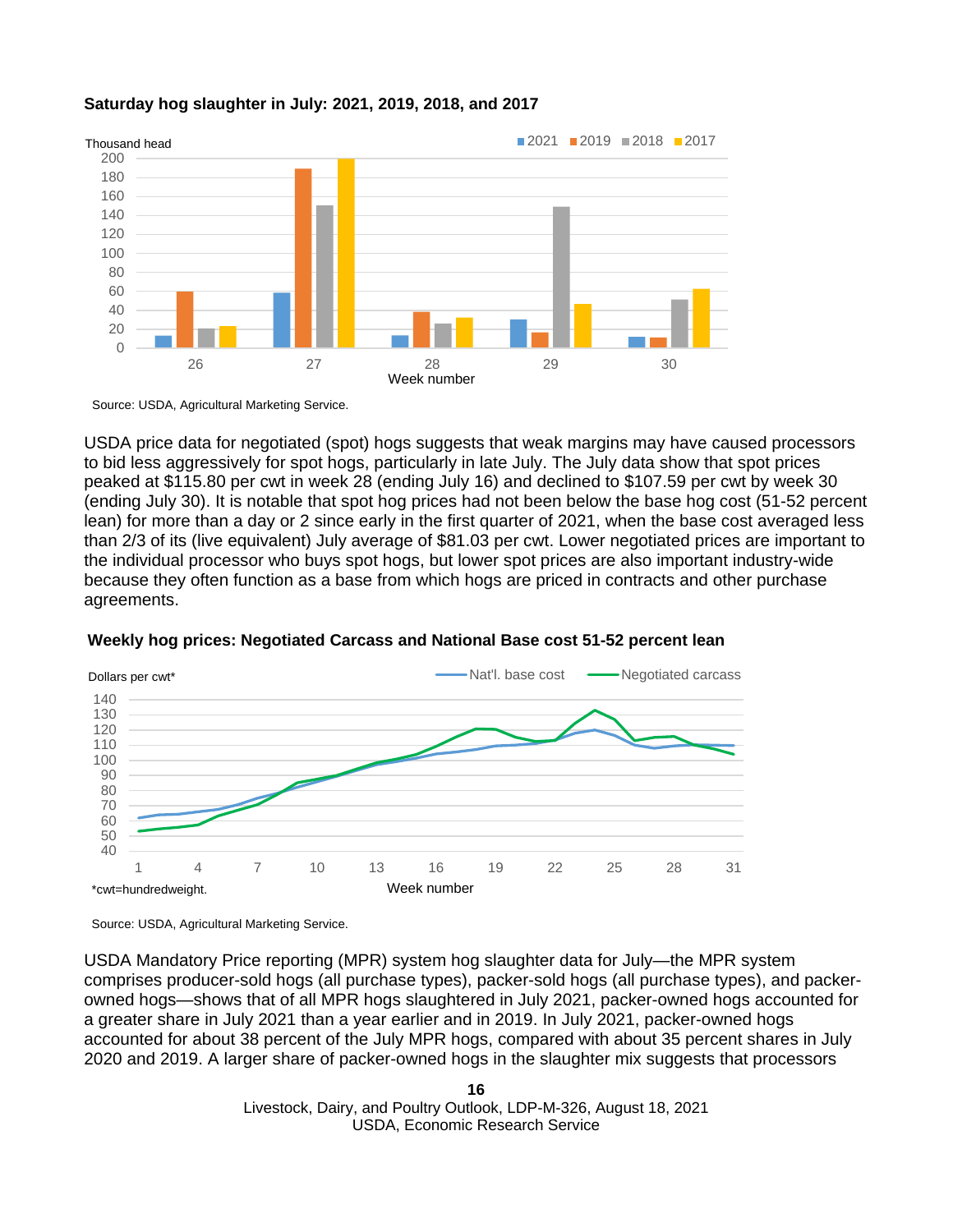**Saturday hog slaughter in July: 2021, 2019, 2018, and 2017**

Source: USDA, Agricultural Marketing Service.

USDA price data for negotiated (spot) hogs suggests that weak margins may have caused processors to bid less aggressively for spot hogs, particularly in late July. The July data show that spot prices peaked at $115.80 per cwt in week 28 (ending July 16) and declined to $107.59 per cwt by week 30 (ending July 30). It is notable that spot hog prices had not been below the base hog cost (51-52 percent lean) for more than a day or 2 since early in the first quarter of 2021, when the base cost averaged less than 2/3 of its (live equivalent) July average of $81.03 per cwt. Lower negotiated prices are important to the individual processor who buys spot hogs, but lower spot prices are also important industry-wide because they often function as a base from which hogs are priced in contracts and other purchase agreements.

**Weekly hog prices: Negotiated Carcass and National Base cost 51-52 percent lean**

*cwt=hundredweight.

Source: USDA, Agricultural Marketing Service.

USDA Mandatory Price reporting (MPR) system hog slaughter data for July—the MPR system comprises producer-sold hogs (all purchase types), packer-sold hogs (all purchase types), and packer-owned hogs—shows that of all MPR hogs slaughtered in July 2021, packer-owned hogs accounted for a greater share in July 2021 than a year earlier and in 2019. In July 2021, packer-owned hogs accounted for about 38 percent of the July MPR hogs, compared with about 35 percent shares in July 2020 and 2019. A larger share of packer-owned hogs in the slaughter mix suggests that processors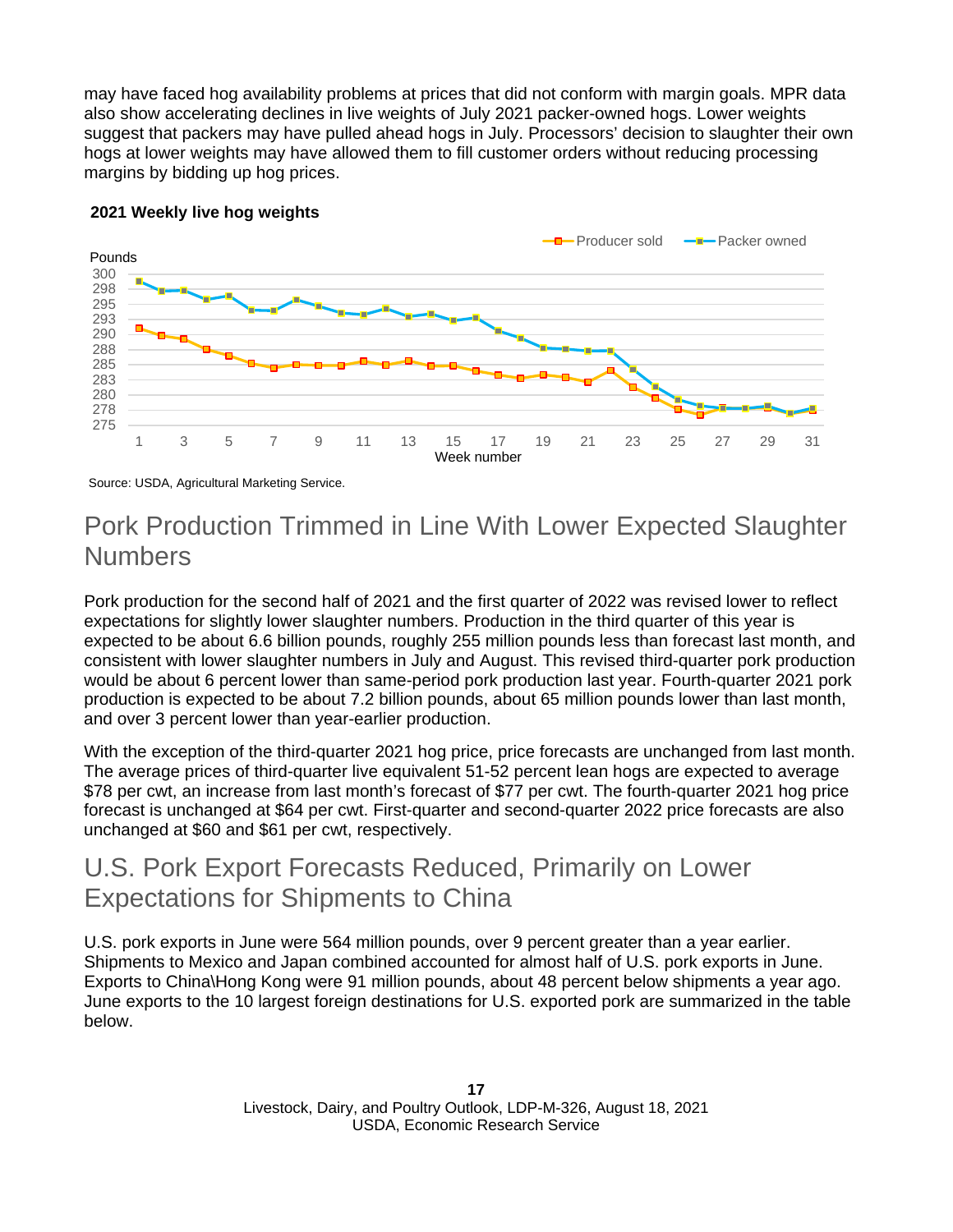may have faced hog availability problems at prices that did not conform with margin goals. MPR data also show accelerating declines in live weights of July 2021 packer-owned hogs. Lower weights suggest that packers may have pulled ahead hogs in July. Processors' decision to slaughter their own hogs at lower weights may have allowed them to fill customer orders without reducing processing margins by bidding up hog prices.

**2021 Weekly live hog weights**

Source: USDA, Agricultural Marketing Service.

## Pork Production Trimmed in Line With Lower Expected Slaughter Numbers

Pork production for the second half of 2021 and the first quarter of 2022 was revised lower to reflect expectations for slightly lower slaughter numbers. Production in the third quarter of this year is expected to be about 6.6 billion pounds, roughly 255 million pounds less than forecast last month, and consistent with lower slaughter numbers in July and August. This revised third-quarter pork production would be about 6 percent lower than same-period pork production last year. Fourth-quarter 2021 pork production is expected to be about 7.2 billion pounds, about 65 million pounds lower than last month, and over 3 percent lower than year-earlier production.

With the exception of the third-quarter 2021 hog price, price forecasts are unchanged from last month. The average prices of third-quarter live equivalent 51-52 percent lean hogs are expected to average $78 per cwt, an increase from last month's forecast of $77 per cwt. The fourth-quarter 2021 hog price forecast is unchanged at $64 per cwt. First-quarter and second-quarter 2022 price forecasts are also unchanged at $60 and $61 per cwt, respectively.

## U.S. Pork Export Forecasts Reduced, Primarily on Lower Expectations for Shipments to China

U.S. pork exports in June were 564 million pounds, over 9 percent greater than a year earlier. Shipments to Mexico and Japan combined accounted for almost half of U.S. pork exports in June. Exports to China\Hong Kong were 91 million pounds, about 48 percent below shipments a year ago. June exports to the 10 largest foreign destinations for U.S. exported pork are summarized in the table below.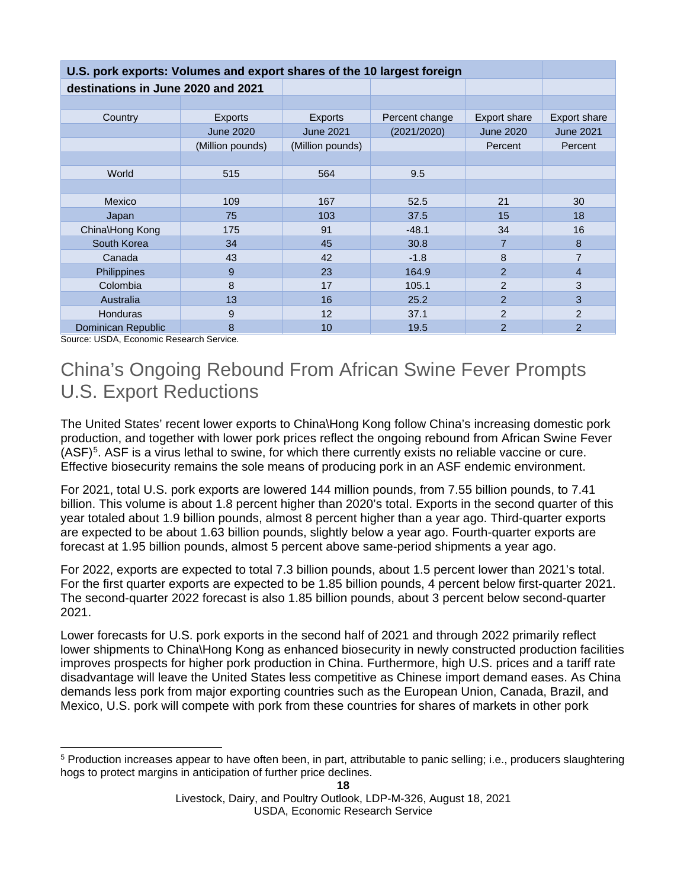**U.S. pork exports: Volumes and export shares of the 10 largest foreign destinations in June 2020 and 2021**

| Country | Exports June 2020 (Million pounds) | Exports June 2021 (Million pounds) | Percent change (2021/2020) | Export share June 2020 Percent | Export share June 2021 Percent |
|---|---|---|---|---|---|
| World | 515 | 564 | 9.5 | | |
| | | | | | |
| Mexico | 109 | 167 | 52.5 | 21 | 30 |
| Japan | 75 | 103 | 37.5 | 15 | 18 |
| China\Hong Kong | 175 | 91 | -48.1 | 34 | 16 |
| South Korea | 34 | 45 | 30.8 | 7 | 8 |
| Canada | 43 | 42 | -1.8 | 8 | 7 |
| Philippines | 9 | 23 | 164.9 | 2 | 4 |
| Colombia | 8 | 17 | 105.1 | 2 | 3 |
| Australia | 13 | 16 | 25.2 | 2 | 3 |
| Honduras | 9 | 12 | 37.1 | 2 | 2 |
| Dominican Republic | 8 | 10 | 19.5 | 2 | 2 |

Source: USDA, Economic Research Service.

## China's Ongoing Rebound From African Swine Fever Prompts U.S. Export Reductions

The United States' recent lower exports to China\Hong Kong follow China's increasing domestic pork production, and together with lower pork prices reflect the ongoing rebound from African Swine Fever (ASF)[5]. ASF is a virus lethal to swine, for which there currently exists no reliable vaccine or cure. Effective biosecurity remains the sole means of producing pork in an ASF endemic environment.

For 2021, total U.S. pork exports are lowered 144 million pounds, from 7.55 billion pounds, to 7.41 billion. This volume is about 1.8 percent higher than 2020's total. Exports in the second quarter of this year totaled about 1.9 billion pounds, almost 8 percent higher than a year ago. Third-quarter exports are expected to be about 1.63 billion pounds, slightly below a year ago. Fourth-quarter exports are forecast at 1.95 billion pounds, almost 5 percent above same-period shipments a year ago.

For 2022, exports are expected to total 7.3 billion pounds, about 1.5 percent lower than 2021's total. For the first quarter exports are expected to be 1.85 billion pounds, 4 percent below first-quarter 2021. The second-quarter 2022 forecast is also 1.85 billion pounds, about 3 percent below second-quarter 2021.

Lower forecasts for U.S. pork exports in the second half of 2021 and through 2022 primarily reflect lower shipments to China\Hong Kong as enhanced biosecurity in newly constructed production facilities improves prospects for higher pork production in China. Furthermore, high U.S. prices and a tariff rate disadvantage will leave the United States less competitive as Chinese import demand eases. As China demands less pork from major exporting countries such as the European Union, Canada, Brazil, and Mexico, U.S. pork will compete with pork from these countries for shares of markets in other pork

[5] Production increases appear to have often been, in part, attributable to panic selling; i.e., producers slaughtering hogs to protect margins in anticipation of further price declines.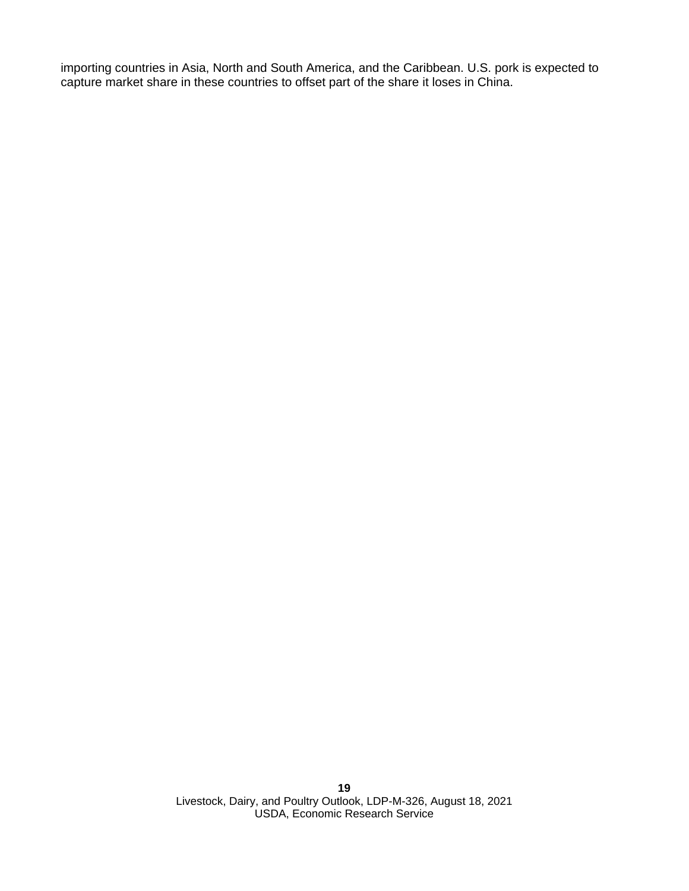importing countries in Asia, North and South America, and the Caribbean. U.S. pork is expected to capture market share in these countries to offset part of the share it loses in China.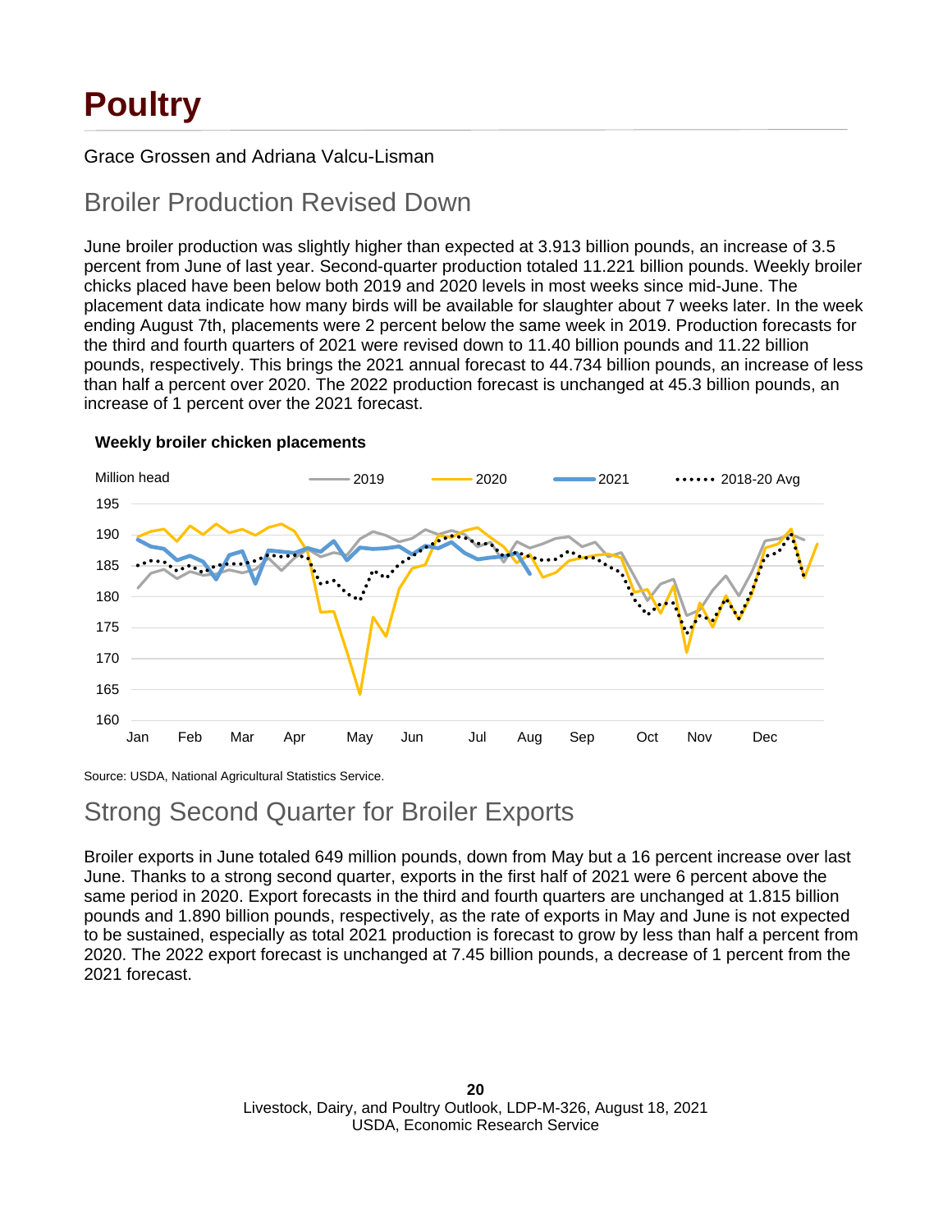# Poultry

Grace Grossen and Adriana Valcu-Lisman

## Broiler Production Revised Down

June broiler production was slightly higher than expected at 3.913 billion pounds, an increase of 3.5 percent from June of last year. Second-quarter production totaled 11.221 billion pounds. Weekly broiler chicks placed have been below both 2019 and 2020 levels in most weeks since mid-June. The placement data indicate how many birds will be available for slaughter about 7 weeks later. In the week ending August 7th, placements were 2 percent below the same week in 2019. Production forecasts for the third and fourth quarters of 2021 were revised down to 11.40 billion pounds and 11.22 billion pounds, respectively. This brings the 2021 annual forecast to 44.734 billion pounds, an increase of less than half a percent over 2020. The 2022 production forecast is unchanged at 45.3 billion pounds, an increase of 1 percent over the 2021 forecast.

**Weekly broiler chicken placements**

Source: USDA, National Agricultural Statistics Service.

## Strong Second Quarter for Broiler Exports

Broiler exports in June totaled 649 million pounds, down from May but a 16 percent increase over last June. Thanks to a strong second quarter, exports in the first half of 2021 were 6 percent above the same period in 2020. Export forecasts in the third and fourth quarters are unchanged at 1.815 billion pounds and 1.890 billion pounds, respectively, as the rate of exports in May and June is not expected to be sustained, especially as total 2021 production is forecast to grow by less than half a percent from 2020. The 2022 export forecast is unchanged at 7.45 billion pounds, a decrease of 1 percent from the 2021 forecast.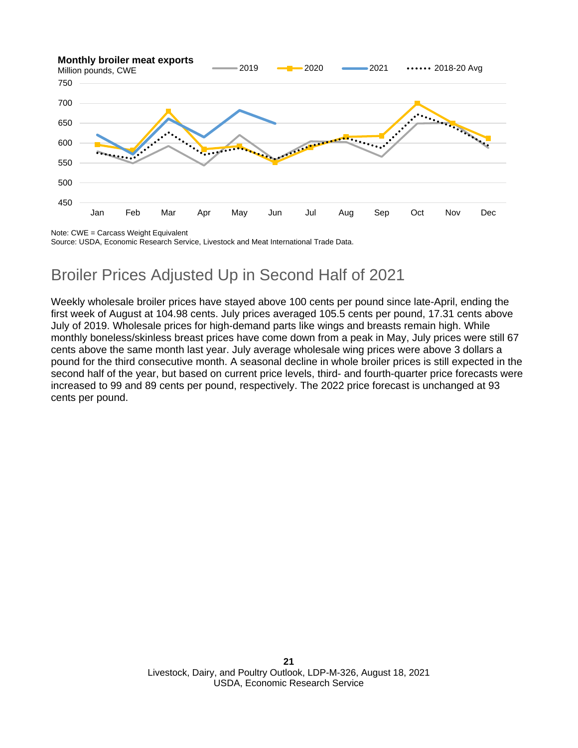**Monthly broiler meat exports**

Million pounds, CWE

Note: CWE = Carcass Weight Equivalent

Source: USDA, Economic Research Service, Livestock and Meat International Trade Data.

## Broiler Prices Adjusted Up in Second Half of 2021

Weekly wholesale broiler prices have stayed above 100 cents per pound since late-April, ending the first week of August at 104.98 cents. July prices averaged 105.5 cents per pound, 17.31 cents above July of 2019. Wholesale prices for high-demand parts like wings and breasts remain high. While monthly boneless/skinless breast prices have come down from a peak in May, July prices were still 67 cents above the same month last year. July average wholesale wing prices were above 3 dollars a pound for the third consecutive month. A seasonal decline in whole broiler prices is still expected in the second half of the year, but based on current price levels, third- and fourth-quarter price forecasts were increased to 99 and 89 cents per pound, respectively. The 2022 price forecast is unchanged at 93 cents per pound.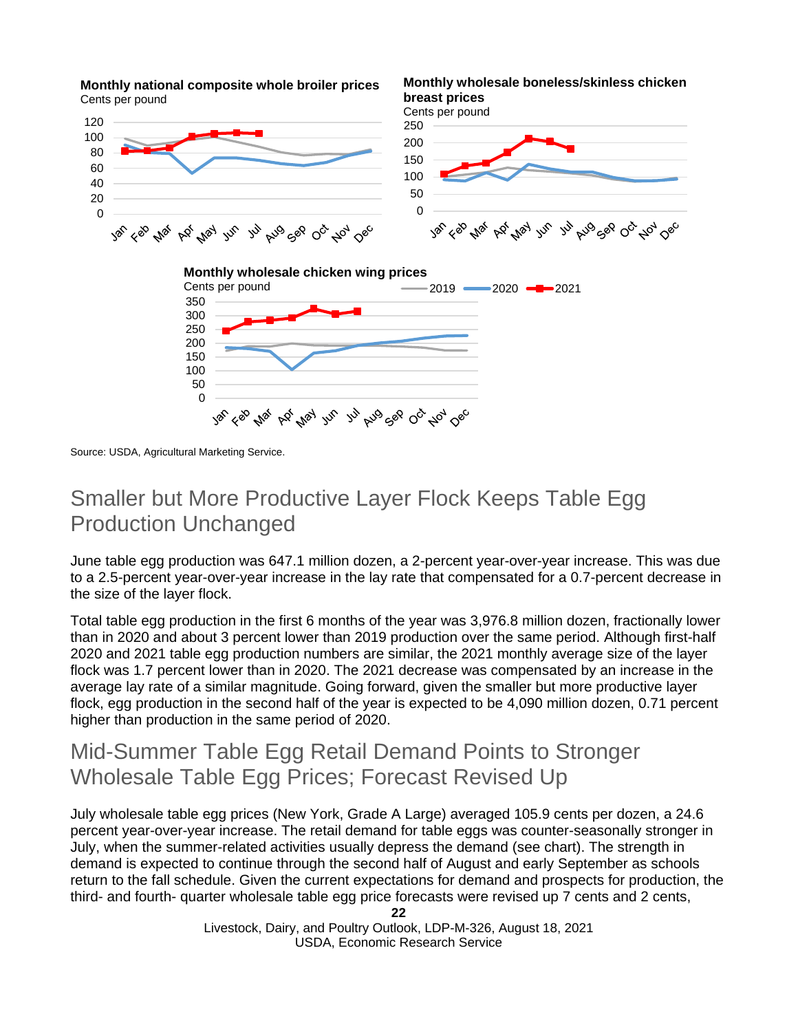**Monthly national composite whole broiler prices**
Cents per pound

**Monthly wholesale boneless/skinless chicken breast prices**
Cents per pound

**Monthly wholesale chicken wing prices**
Cents per pound

Source: USDA, Agricultural Marketing Service.

## Smaller but More Productive Layer Flock Keeps Table Egg Production Unchanged

June table egg production was 647.1 million dozen, a 2-percent year-over-year increase. This was due to a 2.5-percent year-over-year increase in the lay rate that compensated for a 0.7-percent decrease in the size of the layer flock.

Total table egg production in the first 6 months of the year was 3,976.8 million dozen, fractionally lower than in 2020 and about 3 percent lower than 2019 production over the same period. Although first-half 2020 and 2021 table egg production numbers are similar, the 2021 monthly average size of the layer flock was 1.7 percent lower than in 2020. The 2021 decrease was compensated by an increase in the average lay rate of a similar magnitude. Going forward, given the smaller but more productive layer flock, egg production in the second half of the year is expected to be 4,090 million dozen, 0.71 percent higher than production in the same period of 2020.

## Mid-Summer Table Egg Retail Demand Points to Stronger Wholesale Table Egg Prices; Forecast Revised Up

July wholesale table egg prices (New York, Grade A Large) averaged 105.9 cents per dozen, a 24.6 percent year-over-year increase. The retail demand for table eggs was counter-seasonally stronger in July, when the summer-related activities usually depress the demand (see chart). The strength in demand is expected to continue through the second half of August and early September as schools return to the fall schedule. Given the current expectations for demand and prospects for production, the third- and fourth- quarter wholesale table egg price forecasts were revised up 7 cents and 2 cents,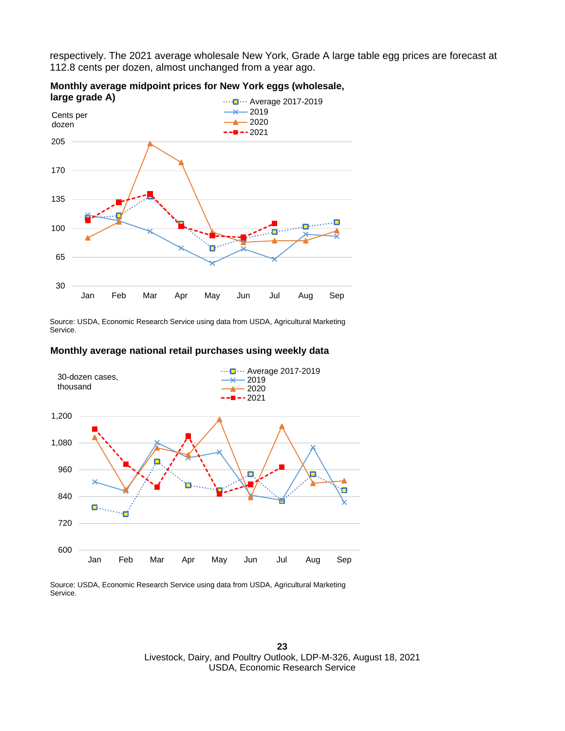respectively. The 2021 average wholesale New York, Grade A large table egg prices are forecast at 112.8 cents per dozen, almost unchanged from a year ago.

**Monthly average midpoint prices for New York eggs (wholesale, large grade A)**

Source: USDA, Economic Research Service using data from USDA, Agricultural Marketing Service.

**Monthly average national retail purchases using weekly data**

Source: USDA, Economic Research Service using data from USDA, Agricultural Marketing Service.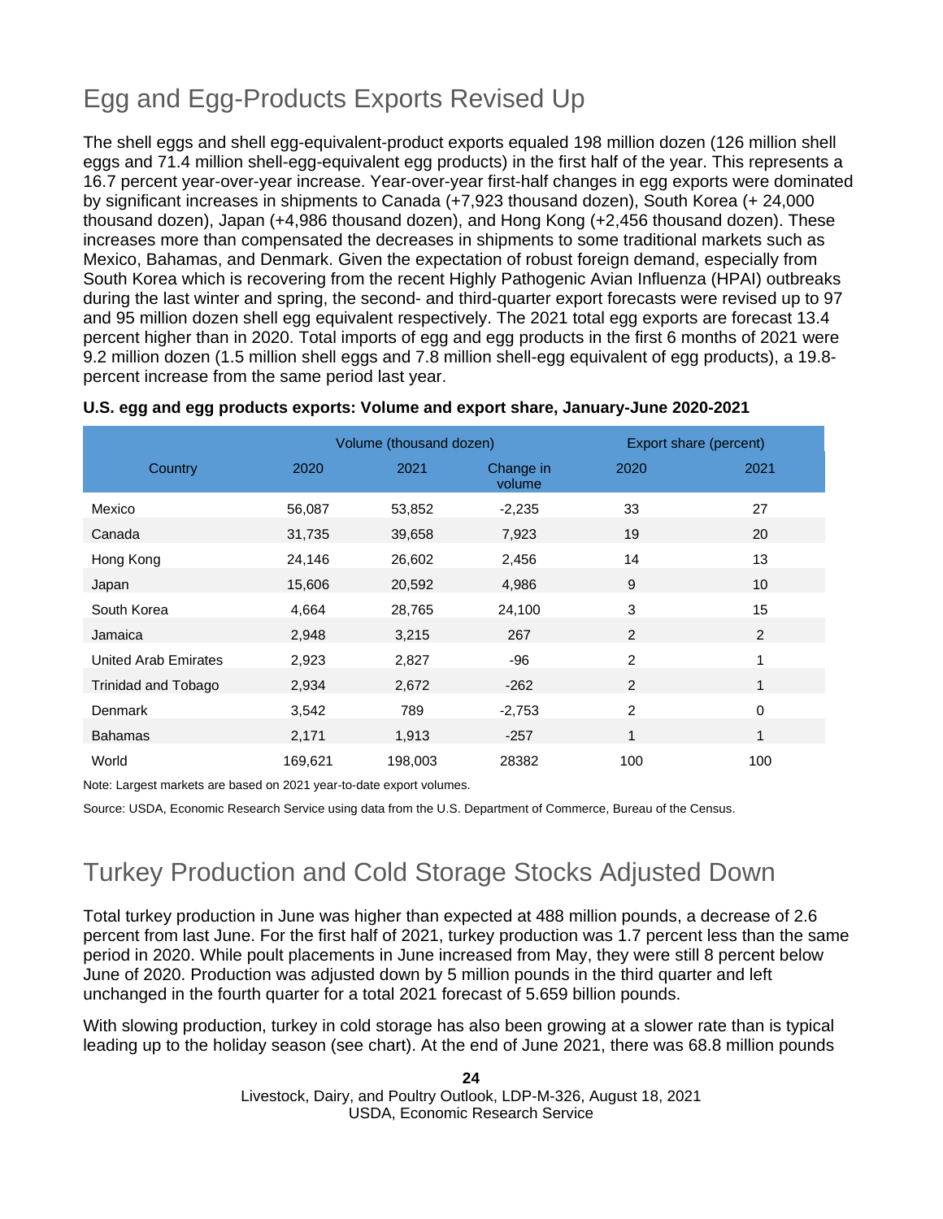## Egg and Egg-Products Exports Revised Up

The shell eggs and shell egg-equivalent-product exports equaled 198 million dozen (126 million shell eggs and 71.4 million shell-egg-equivalent egg products) in the first half of the year. This represents a 16.7 percent year-over-year increase. Year-over-year first-half changes in egg exports were dominated by significant increases in shipments to Canada (+7,923 thousand dozen), South Korea (+ 24,000 thousand dozen), Japan (+4,986 thousand dozen), and Hong Kong (+2,456 thousand dozen). These increases more than compensated the decreases in shipments to some traditional markets such as Mexico, Bahamas, and Denmark. Given the expectation of robust foreign demand, especially from South Korea which is recovering from the recent Highly Pathogenic Avian Influenza (HPAI) outbreaks during the last winter and spring, the second- and third-quarter export forecasts were revised up to 97 and 95 million dozen shell egg equivalent respectively. The 2021 total egg exports are forecast 13.4 percent higher than in 2020. Total imports of egg and egg products in the first 6 months of 2021 were 9.2 million dozen (1.5 million shell eggs and 7.8 million shell-egg equivalent of egg products), a 19.8-percent increase from the same period last year.

**U.S. egg and egg products exports: Volume and export share, January-June 2020-2021**

| | Volume (thousand dozen) | | | Export share (percent) | |
|---|---|---|---|---|---|
| Country | 2020 | 2021 | Change in volume | 2020 | 2021 |
| Mexico | 56,087 | 53,852 | -2,235 | 33 | 27 |
| Canada | 31,735 | 39,658 | 7,923 | 19 | 20 |
| Hong Kong | 24,146 | 26,602 | 2,456 | 14 | 13 |
| Japan | 15,606 | 20,592 | 4,986 | 9 | 10 |
| South Korea | 4,664 | 28,765 | 24,100 | 3 | 15 |
| Jamaica | 2,948 | 3,215 | 267 | 2 | 2 |
| United Arab Emirates | 2,923 | 2,827 | -96 | 2 | 1 |
| Trinidad and Tobago | 2,934 | 2,672 | -262 | 2 | 1 |
| Denmark | 3,542 | 789 | -2,753 | 2 | 0 |
| Bahamas | 2,171 | 1,913 | -257 | 1 | 1 |
| World | 169,621 | 198,003 | 28382 | 100 | 100 |

Note: Largest markets are based on 2021 year-to-date export volumes.

Source: USDA, Economic Research Service using data from the U.S. Department of Commerce, Bureau of the Census.

## Turkey Production and Cold Storage Stocks Adjusted Down

Total turkey production in June was higher than expected at 488 million pounds, a decrease of 2.6 percent from last June. For the first half of 2021, turkey production was 1.7 percent less than the same period in 2020. While poult placements in June increased from May, they were still 8 percent below June of 2020. Production was adjusted down by 5 million pounds in the third quarter and left unchanged in the fourth quarter for a total 2021 forecast of 5.659 billion pounds.

With slowing production, turkey in cold storage has also been growing at a slower rate than is typical leading up to the holiday season (see chart). At the end of June 2021, there was 68.8 million pounds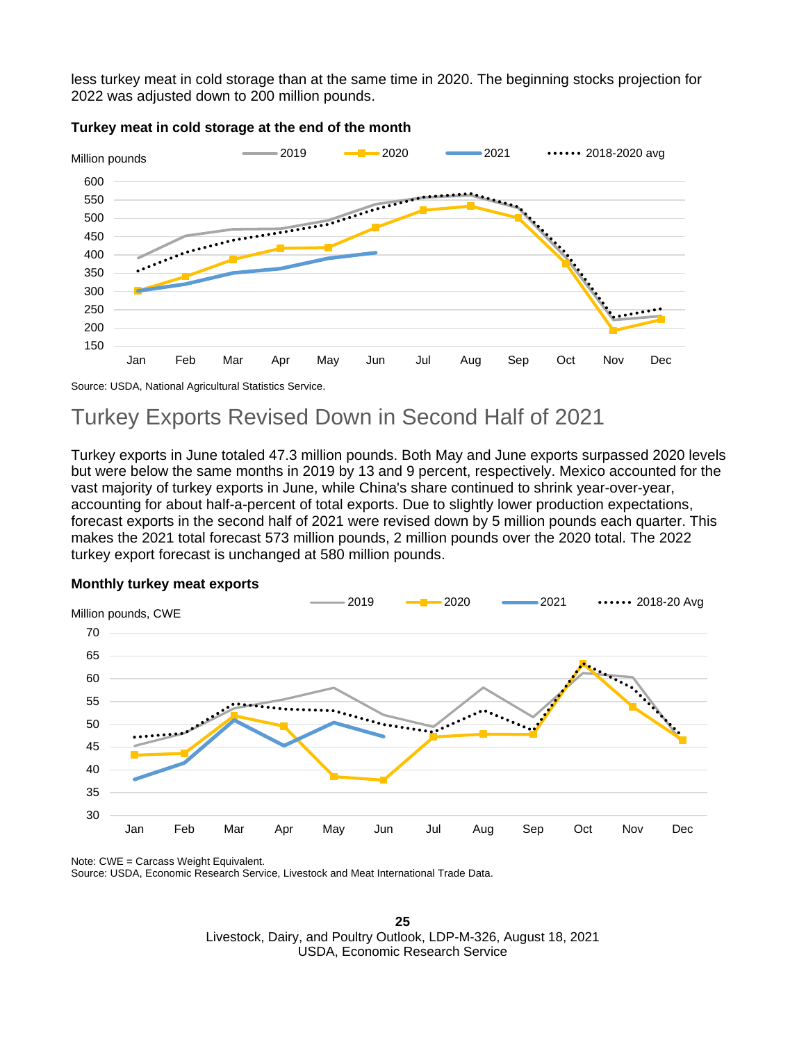less turkey meat in cold storage than at the same time in 2020. The beginning stocks projection for 2022 was adjusted down to 200 million pounds.

**Turkey meat in cold storage at the end of the month**

Source: USDA, National Agricultural Statistics Service.

## Turkey Exports Revised Down in Second Half of 2021

Turkey exports in June totaled 47.3 million pounds. Both May and June exports surpassed 2020 levels but were below the same months in 2019 by 13 and 9 percent, respectively. Mexico accounted for the vast majority of turkey exports in June, while China's share continued to shrink year-over-year, accounting for about half-a-percent of total exports. Due to slightly lower production expectations, forecast exports in the second half of 2021 were revised down by 5 million pounds each quarter. This makes the 2021 total forecast 573 million pounds, 2 million pounds over the 2020 total. The 2022 turkey export forecast is unchanged at 580 million pounds.

**Monthly turkey meat exports**

Note: CWE = Carcass Weight Equivalent.
Source: USDA, Economic Research Service, Livestock and Meat International Trade Data.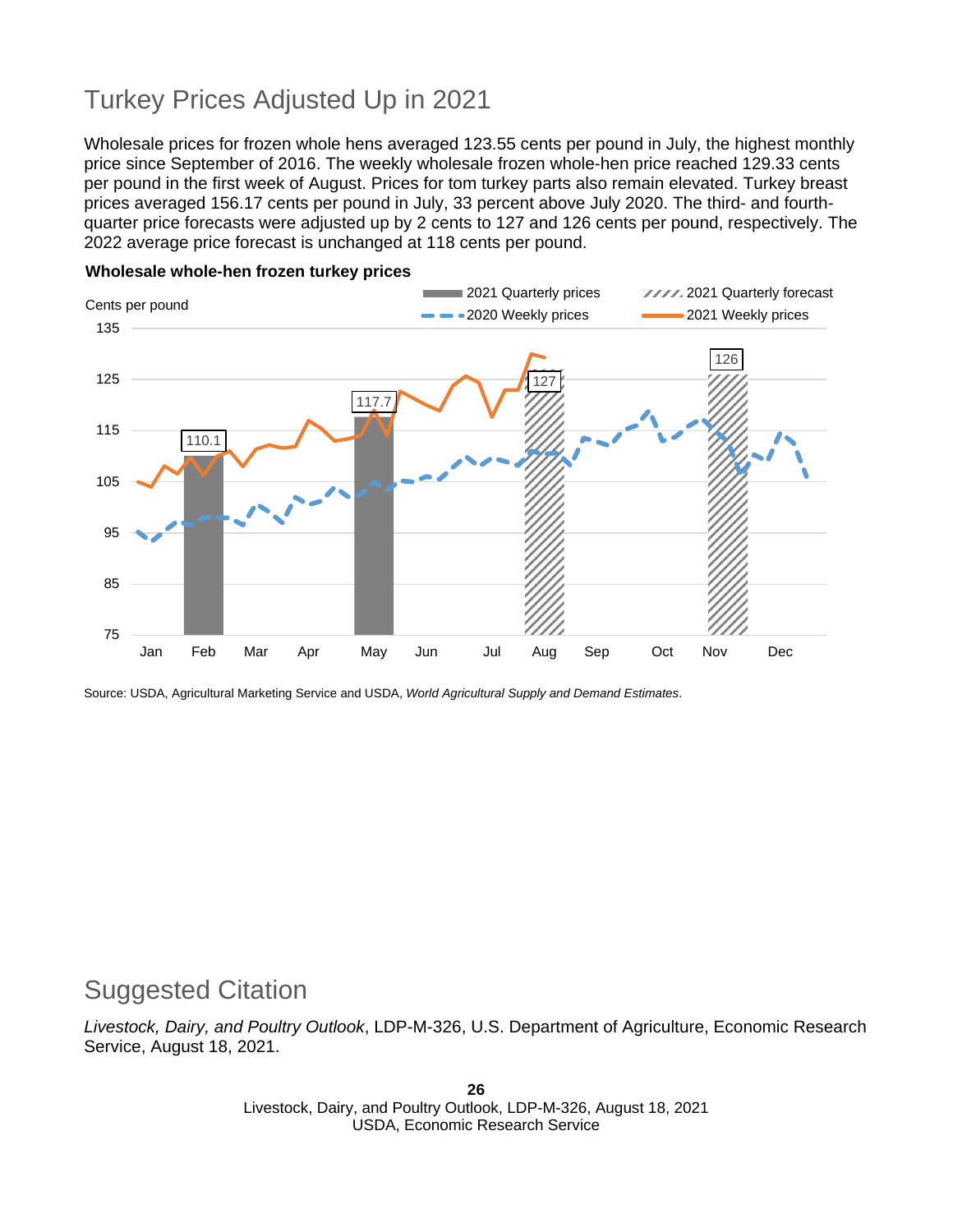## Turkey Prices Adjusted Up in 2021

Wholesale prices for frozen whole hens averaged 123.55 cents per pound in July, the highest monthly price since September of 2016. The weekly wholesale frozen whole-hen price reached 129.33 cents per pound in the first week of August. Prices for tom turkey parts also remain elevated. Turkey breast prices averaged 156.17 cents per pound in July, 33 percent above July 2020. The third- and fourth-quarter price forecasts were adjusted up by 2 cents to 127 and 126 cents per pound, respectively. The 2022 average price forecast is unchanged at 118 cents per pound.

**Wholesale whole-hen frozen turkey prices**

Source: USDA, Agricultural Marketing Service and USDA, *World Agricultural Supply and Demand Estimates*.

## Suggested Citation

*Livestock, Dairy, and Poultry Outlook*, LDP-M-326, U.S. Department of Agriculture, Economic Research Service, August 18, 2021.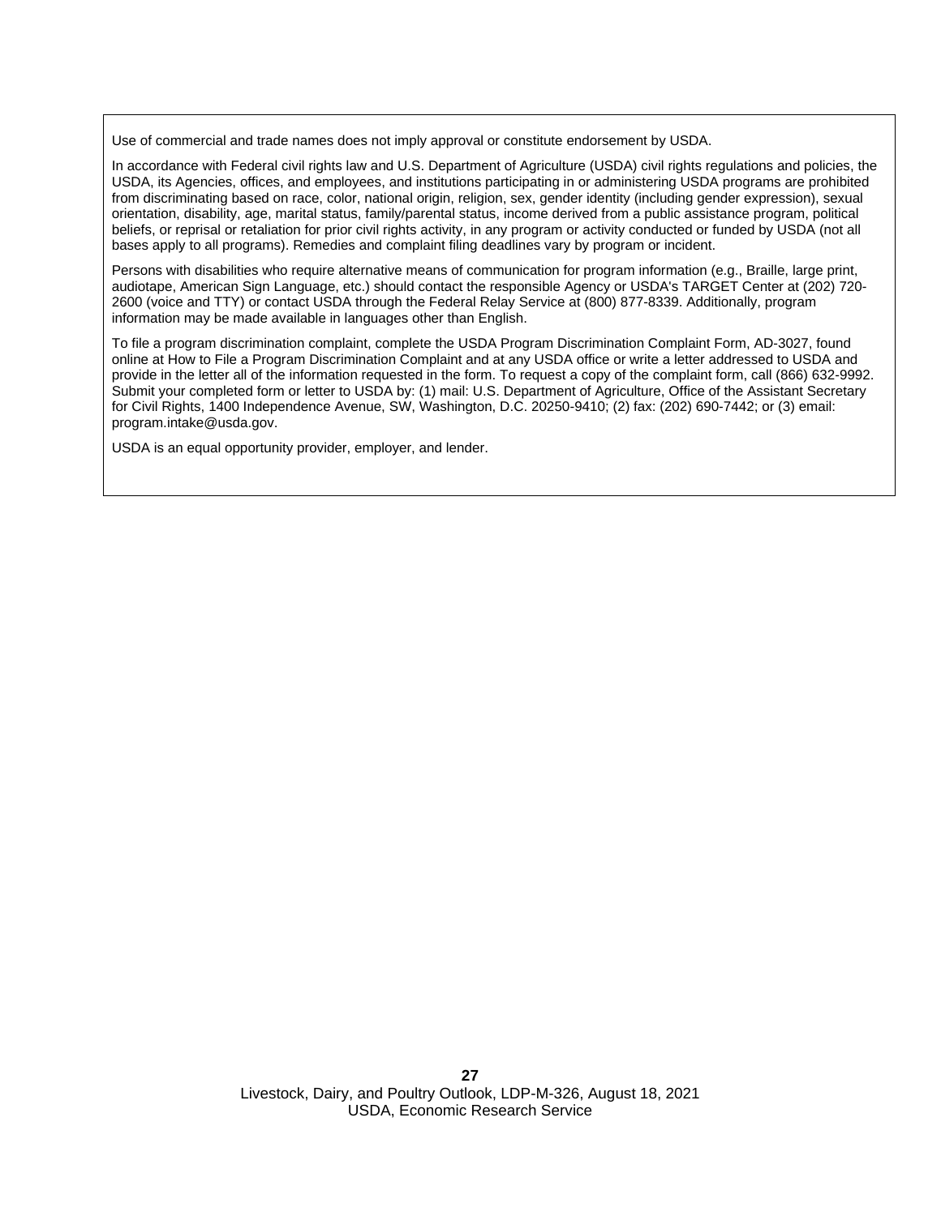Use of commercial and trade names does not imply approval or constitute endorsement by USDA.

In accordance with Federal civil rights law and U.S. Department of Agriculture (USDA) civil rights regulations and policies, the USDA, its Agencies, offices, and employees, and institutions participating in or administering USDA programs are prohibited from discriminating based on race, color, national origin, religion, sex, gender identity (including gender expression), sexual orientation, disability, age, marital status, family/parental status, income derived from a public assistance program, political beliefs, or reprisal or retaliation for prior civil rights activity, in any program or activity conducted or funded by USDA (not all bases apply to all programs). Remedies and complaint filing deadlines vary by program or incident.

Persons with disabilities who require alternative means of communication for program information (e.g., Braille, large print, audiotape, American Sign Language, etc.) should contact the responsible Agency or USDA's TARGET Center at (202) 720-2600 (voice and TTY) or contact USDA through the Federal Relay Service at (800) 877-8339. Additionally, program information may be made available in languages other than English.

To file a program discrimination complaint, complete the USDA Program Discrimination Complaint Form, AD-3027, found online at How to File a Program Discrimination Complaint and at any USDA office or write a letter addressed to USDA and provide in the letter all of the information requested in the form. To request a copy of the complaint form, call (866) 632-9992. Submit your completed form or letter to USDA by: (1) mail: U.S. Department of Agriculture, Office of the Assistant Secretary for Civil Rights, 1400 Independence Avenue, SW, Washington, D.C. 20250-9410; (2) fax: (202) 690-7442; or (3) email: program.intake@usda.gov.

USDA is an equal opportunity provider, employer, and lender.